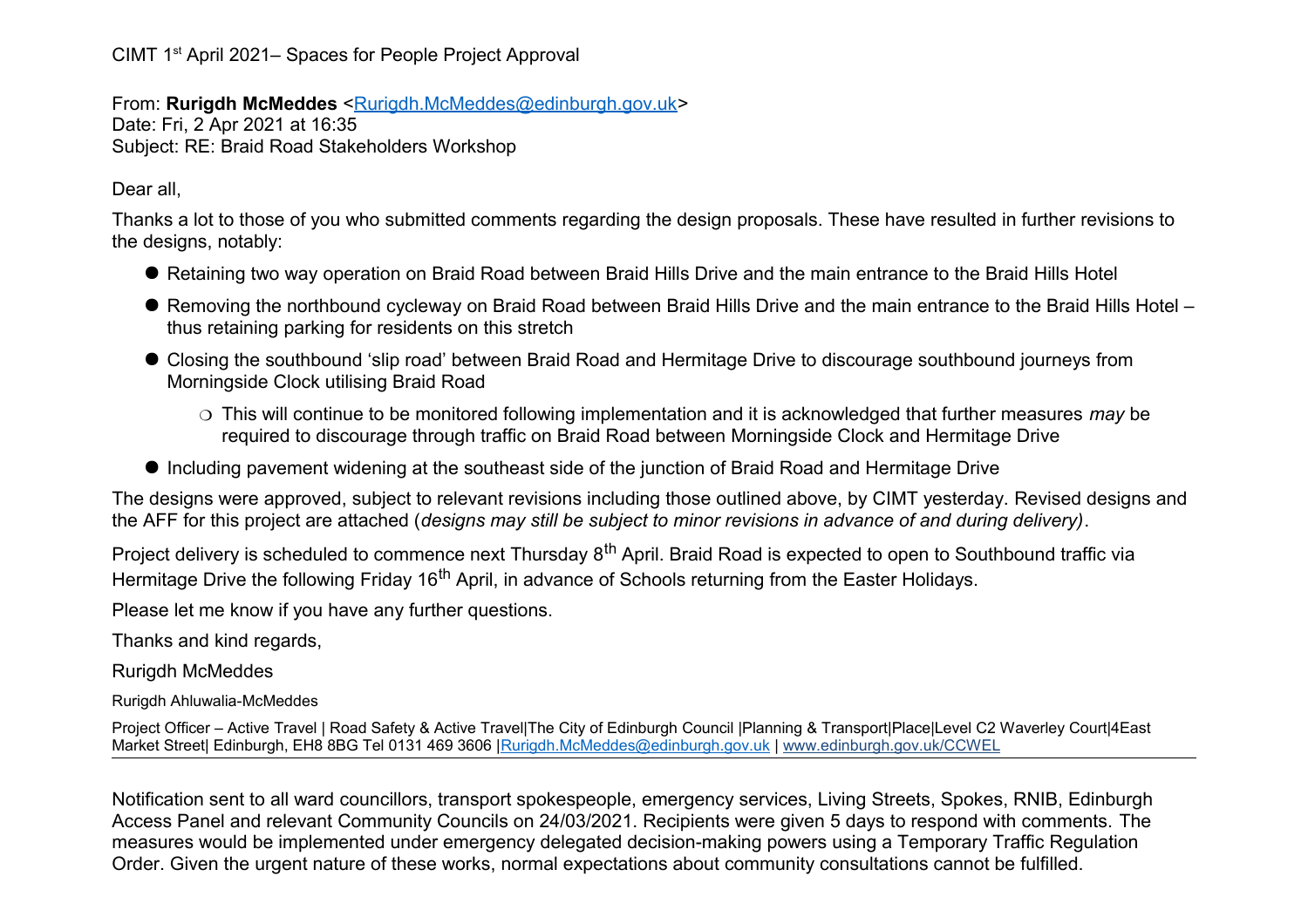CIMT 1st April 2021– Spaces for People Project Approval

From: **Rurigdh McMeddes** <Rurigdh.McMeddes@edinburgh.gov.uk>
Date: Fri, 2 Apr 2021 at 16:35
Subject: RE: Braid Road Stakeholders Workshop

Dear all,

Thanks a lot to those of you who submitted comments regarding the design proposals. These have resulted in further revisions to the designs, notably:

- Retaining two way operation on Braid Road between Braid Hills Drive and the main entrance to the Braid Hills Hotel
- Removing the northbound cycleway on Braid Road between Braid Hills Drive and the main entrance to the Braid Hills Hotel – thus retaining parking for residents on this stretch
- Closing the southbound 'slip road' between Braid Road and Hermitage Drive to discourage southbound journeys from Morningside Clock utilising Braid Road
  - This will continue to be monitored following implementation and it is acknowledged that further measures *may* be required to discourage through traffic on Braid Road between Morningside Clock and Hermitage Drive
- Including pavement widening at the southeast side of the junction of Braid Road and Hermitage Drive

The designs were approved, subject to relevant revisions including those outlined above, by CIMT yesterday. Revised designs and the AFF for this project are attached (*designs may still be subject to minor revisions in advance of and during delivery)*.

Project delivery is scheduled to commence next Thursday 8th April. Braid Road is expected to open to Southbound traffic via Hermitage Drive the following Friday 16th April, in advance of Schools returning from the Easter Holidays.

Please let me know if you have any further questions.

Thanks and kind regards,

Rurigdh McMeddes

Rurigdh Ahluwalia-McMeddes

Project Officer – Active Travel | Road Safety & Active Travel|The City of Edinburgh Council |Planning & Transport|Place|Level C2 Waverley Court|4East Market Street| Edinburgh, EH8 8BG Tel 0131 469 3606 |Rurigdh.McMeddes@edinburgh.gov.uk | www.edinburgh.gov.uk/CCWEL

---

Notification sent to all ward councillors, transport spokespeople, emergency services, Living Streets, Spokes, RNIB, Edinburgh Access Panel and relevant Community Councils on 24/03/2021. Recipients were given 5 days to respond with comments. The measures would be implemented under emergency delegated decision-making powers using a Temporary Traffic Regulation Order. Given the urgent nature of these works, normal expectations about community consultations cannot be fulfilled.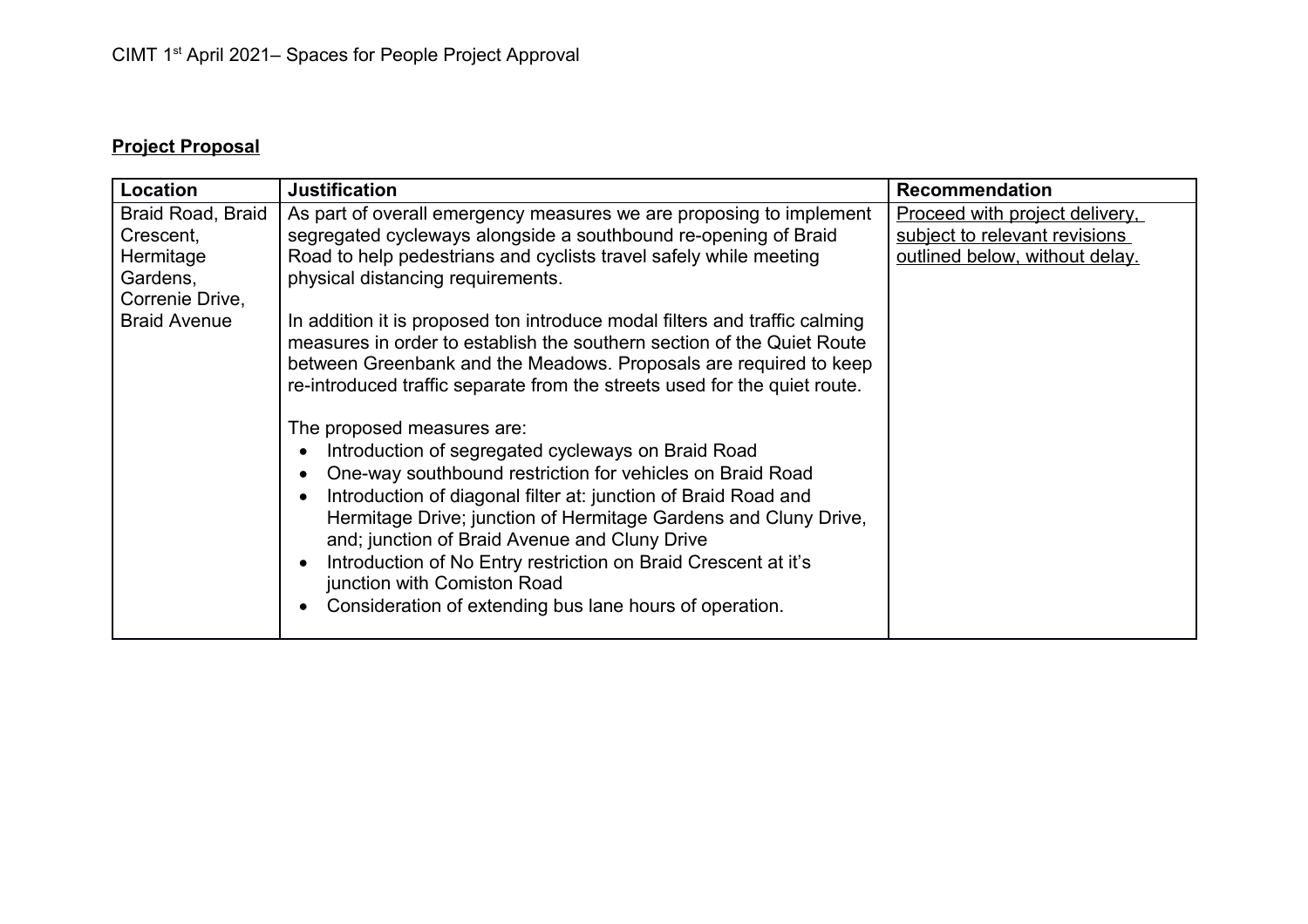CIMT 1st April 2021– Spaces for People Project Approval

## **Project Proposal**

| Location | Justification | Recommendation |
|---|---|---|
| Braid Road, Braid Crescent, Hermitage Gardens, Correnie Drive, Braid Avenue | As part of overall emergency measures we are proposing to implement segregated cycleways alongside a southbound re-opening of Braid Road to help pedestrians and cyclists travel safely while meeting physical distancing requirements.<br><br>In addition it is proposed ton introduce modal filters and traffic calming measures in order to establish the southern section of the Quiet Route between Greenbank and the Meadows. Proposals are required to keep re-introduced traffic separate from the streets used for the quiet route.<br><br>The proposed measures are:<br>• Introduction of segregated cycleways on Braid Road<br>• One-way southbound restriction for vehicles on Braid Road<br>• Introduction of diagonal filter at: junction of Braid Road and Hermitage Drive; junction of Hermitage Gardens and Cluny Drive, and; junction of Braid Avenue and Cluny Drive<br>• Introduction of No Entry restriction on Braid Crescent at it's junction with Comiston Road<br>• Consideration of extending bus lane hours of operation. | <u>Proceed with project delivery, subject to relevant revisions outlined below, without delay.</u> |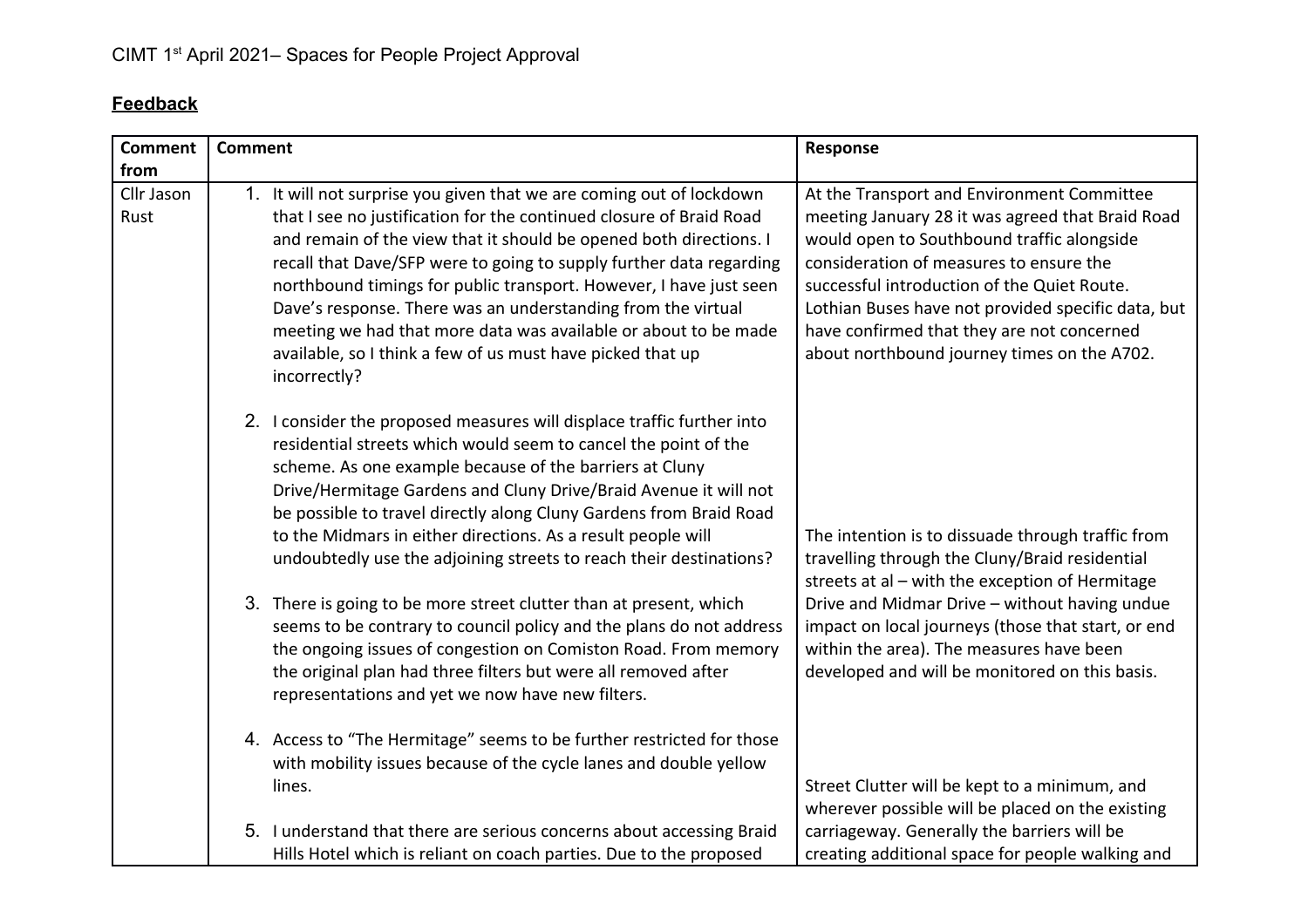CIMT 1st April 2021– Spaces for People Project Approval

## **Feedback**

| Comment from | Comment | Response |
|---|---|---|
| Cllr Jason Rust | 1. It will not surprise you given that we are coming out of lockdown that I see no justification for the continued closure of Braid Road and remain of the view that it should be opened both directions. I recall that Dave/SFP were to going to supply further data regarding northbound timings for public transport. However, I have just seen Dave's response. There was an understanding from the virtual meeting we had that more data was available or about to be made available, so I think a few of us must have picked that up incorrectly?<br><br>2. I consider the proposed measures will displace traffic further into residential streets which would seem to cancel the point of the scheme. As one example because of the barriers at Cluny Drive/Hermitage Gardens and Cluny Drive/Braid Avenue it will not be possible to travel directly along Cluny Gardens from Braid Road to the Midmars in either directions. As a result people will undoubtedly use the adjoining streets to reach their destinations?<br><br>3. There is going to be more street clutter than at present, which seems to be contrary to council policy and the plans do not address the ongoing issues of congestion on Comiston Road. From memory the original plan had three filters but were all removed after representations and yet we now have new filters.<br><br>4. Access to "The Hermitage" seems to be further restricted for those with mobility issues because of the cycle lanes and double yellow lines.<br><br>5. I understand that there are serious concerns about accessing Braid Hills Hotel which is reliant on coach parties. Due to the proposed | At the Transport and Environment Committee meeting January 28 it was agreed that Braid Road would open to Southbound traffic alongside consideration of measures to ensure the successful introduction of the Quiet Route. Lothian Buses have not provided specific data, but have confirmed that they are not concerned about northbound journey times on the A702.<br><br>The intention is to dissuade through traffic from travelling through the Cluny/Braid residential streets at al – with the exception of Hermitage Drive and Midmar Drive – without having undue impact on local journeys (those that start, or end within the area). The measures have been developed and will be monitored on this basis.<br><br>Street Clutter will be kept to a minimum, and wherever possible will be placed on the existing carriageway. Generally the barriers will be creating additional space for people walking and |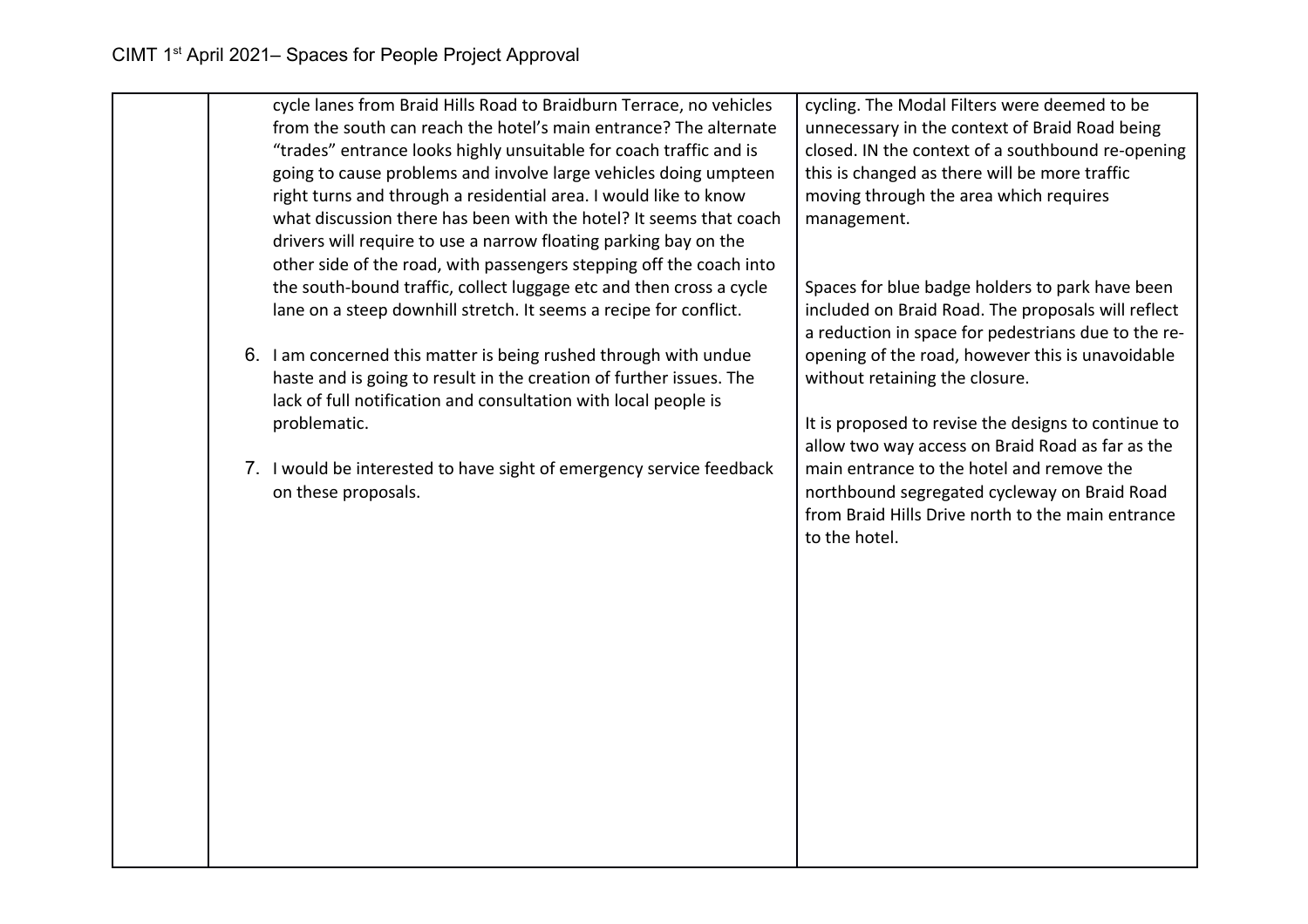| | | |
|---|---|---|
| | cycle lanes from Braid Hills Road to Braidburn Terrace, no vehicles from the south can reach the hotel's main entrance? The alternate "trades" entrance looks highly unsuitable for coach traffic and is going to cause problems and involve large vehicles doing umpteen right turns and through a residential area. I would like to know what discussion there has been with the hotel? It seems that coach drivers will require to use a narrow floating parking bay on the other side of the road, with passengers stepping off the coach into the south-bound traffic, collect luggage etc and then cross a cycle lane on a steep downhill stretch. It seems a recipe for conflict.<br><br>6. I am concerned this matter is being rushed through with undue haste and is going to result in the creation of further issues. The lack of full notification and consultation with local people is problematic.<br><br>7. I would be interested to have sight of emergency service feedback on these proposals. | cycling. The Modal Filters were deemed to be unnecessary in the context of Braid Road being closed. IN the context of a southbound re-opening this is changed as there will be more traffic moving through the area which requires management.<br><br>Spaces for blue badge holders to park have been included on Braid Road. The proposals will reflect a reduction in space for pedestrians due to the re-opening of the road, however this is unavoidable without retaining the closure.<br><br>It is proposed to revise the designs to continue to allow two way access on Braid Road as far as the main entrance to the hotel and remove the northbound segregated cycleway on Braid Road from Braid Hills Drive north to the main entrance to the hotel. |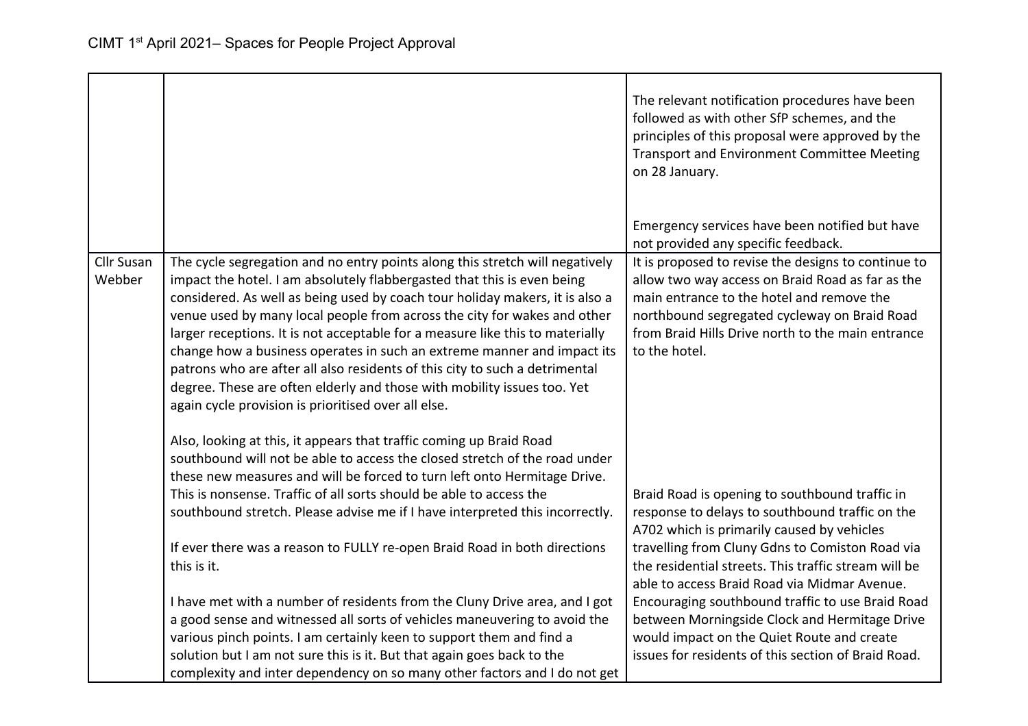| | | |
|---|---|---|
| | | The relevant notification procedures have been followed as with other SfP schemes, and the principles of this proposal were approved by the Transport and Environment Committee Meeting on 28 January.<br><br>Emergency services have been notified but have not provided any specific feedback. |
| Cllr Susan Webber | The cycle segregation and no entry points along this stretch will negatively impact the hotel. I am absolutely flabbergasted that this is even being considered. As well as being used by coach tour holiday makers, it is also a venue used by many local people from across the city for wakes and other larger receptions. It is not acceptable for a measure like this to materially change how a business operates in such an extreme manner and impact its patrons who are after all also residents of this city to such a detrimental degree. These are often elderly and those with mobility issues too. Yet again cycle provision is prioritised over all else.<br><br>Also, looking at this, it appears that traffic coming up Braid Road southbound will not be able to access the closed stretch of the road under these new measures and will be forced to turn left onto Hermitage Drive. This is nonsense. Traffic of all sorts should be able to access the southbound stretch. Please advise me if I have interpreted this incorrectly.<br><br>If ever there was a reason to FULLY re-open Braid Road in both directions this is it.<br><br>I have met with a number of residents from the Cluny Drive area, and I got a good sense and witnessed all sorts of vehicles maneuvering to avoid the various pinch points. I am certainly keen to support them and find a solution but I am not sure this is it. But that again goes back to the complexity and inter dependency on so many other factors and I do not get | It is proposed to revise the designs to continue to allow two way access on Braid Road as far as the main entrance to the hotel and remove the northbound segregated cycleway on Braid Road from Braid Hills Drive north to the main entrance to the hotel.<br><br>Braid Road is opening to southbound traffic in response to delays to southbound traffic on the A702 which is primarily caused by vehicles travelling from Cluny Gdns to Comiston Road via the residential streets. This traffic stream will be able to access Braid Road via Midmar Avenue. Encouraging southbound traffic to use Braid Road between Morningside Clock and Hermitage Drive would impact on the Quiet Route and create issues for residents of this section of Braid Road. |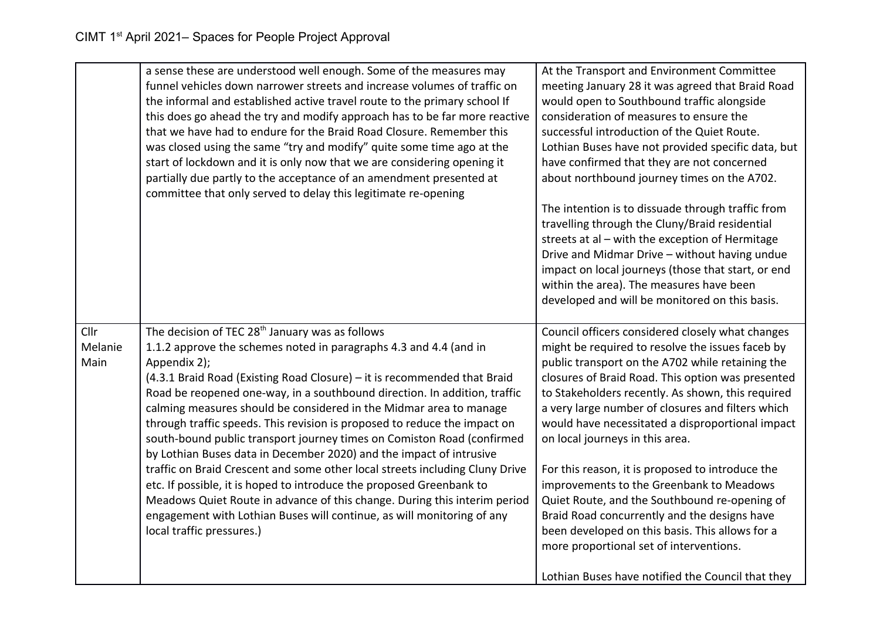| | | |
|---|---|---|
| | a sense these are understood well enough. Some of the measures may funnel vehicles down narrower streets and increase volumes of traffic on the informal and established active travel route to the primary school If this does go ahead the try and modify approach has to be far more reactive that we have had to endure for the Braid Road Closure. Remember this was closed using the same "try and modify" quite some time ago at the start of lockdown and it is only now that we are considering opening it partially due partly to the acceptance of an amendment presented at committee that only served to delay this legitimate re-opening | At the Transport and Environment Committee meeting January 28 it was agreed that Braid Road would open to Southbound traffic alongside consideration of measures to ensure the successful introduction of the Quiet Route. Lothian Buses have not provided specific data, but have confirmed that they are not concerned about northbound journey times on the A702.<br><br>The intention is to dissuade through traffic from travelling through the Cluny/Braid residential streets at al – with the exception of Hermitage Drive and Midmar Drive – without having undue impact on local journeys (those that start, or end within the area). The measures have been developed and will be monitored on this basis. |
| Cllr Melanie Main | The decision of TEC 28th January was as follows<br>1.1.2 approve the schemes noted in paragraphs 4.3 and 4.4 (and in Appendix 2);<br>(4.3.1 Braid Road (Existing Road Closure) – it is recommended that Braid Road be reopened one-way, in a southbound direction. In addition, traffic calming measures should be considered in the Midmar area to manage through traffic speeds. This revision is proposed to reduce the impact on south-bound public transport journey times on Comiston Road (confirmed by Lothian Buses data in December 2020) and the impact of intrusive traffic on Braid Crescent and some other local streets including Cluny Drive etc. If possible, it is hoped to introduce the proposed Greenbank to Meadows Quiet Route in advance of this change. During this interim period engagement with Lothian Buses will continue, as will monitoring of any local traffic pressures.) | Council officers considered closely what changes might be required to resolve the issues faceb by public transport on the A702 while retaining the closures of Braid Road. This option was presented to Stakeholders recently. As shown, this required a very large number of closures and filters which would have necessitated a disproportional impact on local journeys in this area.<br><br>For this reason, it is proposed to introduce the improvements to the Greenbank to Meadows Quiet Route, and the Southbound re-opening of Braid Road concurrently and the designs have been developed on this basis. This allows for a more proportional set of interventions.<br><br>Lothian Buses have notified the Council that they |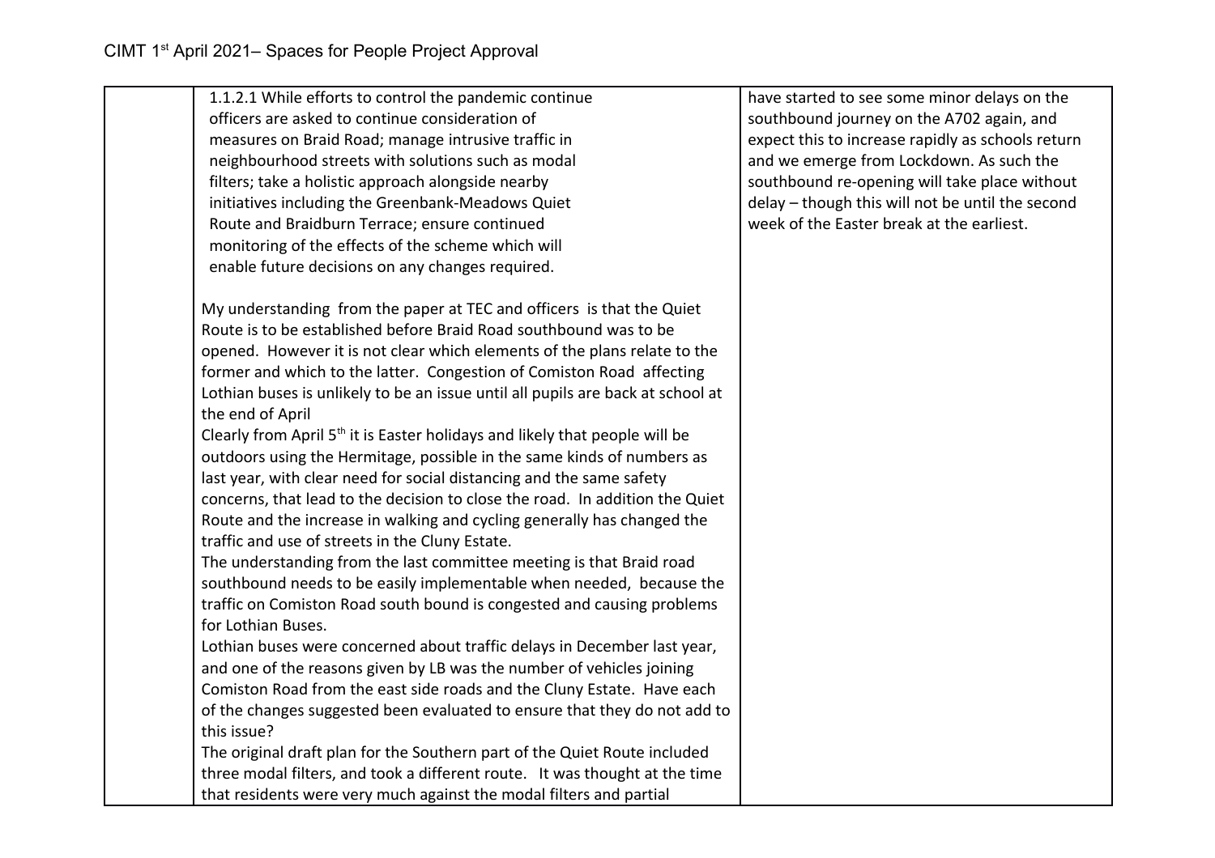| | | |
|---|---|---|
| | 1.1.2.1 While efforts to control the pandemic continue officers are asked to continue consideration of measures on Braid Road; manage intrusive traffic in neighbourhood streets with solutions such as modal filters; take a holistic approach alongside nearby initiatives including the Greenbank-Meadows Quiet Route and Braidburn Terrace; ensure continued monitoring of the effects of the scheme which will enable future decisions on any changes required.<br><br>My understanding from the paper at TEC and officers is that the Quiet Route is to be established before Braid Road southbound was to be opened. However it is not clear which elements of the plans relate to the former and which to the latter. Congestion of Comiston Road affecting Lothian buses is unlikely to be an issue until all pupils are back at school at the end of April<br>Clearly from April 5th it is Easter holidays and likely that people will be outdoors using the Hermitage, possible in the same kinds of numbers as last year, with clear need for social distancing and the same safety concerns, that lead to the decision to close the road. In addition the Quiet Route and the increase in walking and cycling generally has changed the traffic and use of streets in the Cluny Estate.<br>The understanding from the last committee meeting is that Braid road southbound needs to be easily implementable when needed, because the traffic on Comiston Road south bound is congested and causing problems for Lothian Buses.<br>Lothian buses were concerned about traffic delays in December last year, and one of the reasons given by LB was the number of vehicles joining Comiston Road from the east side roads and the Cluny Estate. Have each of the changes suggested been evaluated to ensure that they do not add to this issue?<br>The original draft plan for the Southern part of the Quiet Route included three modal filters, and took a different route. It was thought at the time that residents were very much against the modal filters and partial | have started to see some minor delays on the southbound journey on the A702 again, and expect this to increase rapidly as schools return and we emerge from Lockdown. As such the southbound re-opening will take place without delay – though this will not be until the second week of the Easter break at the earliest. |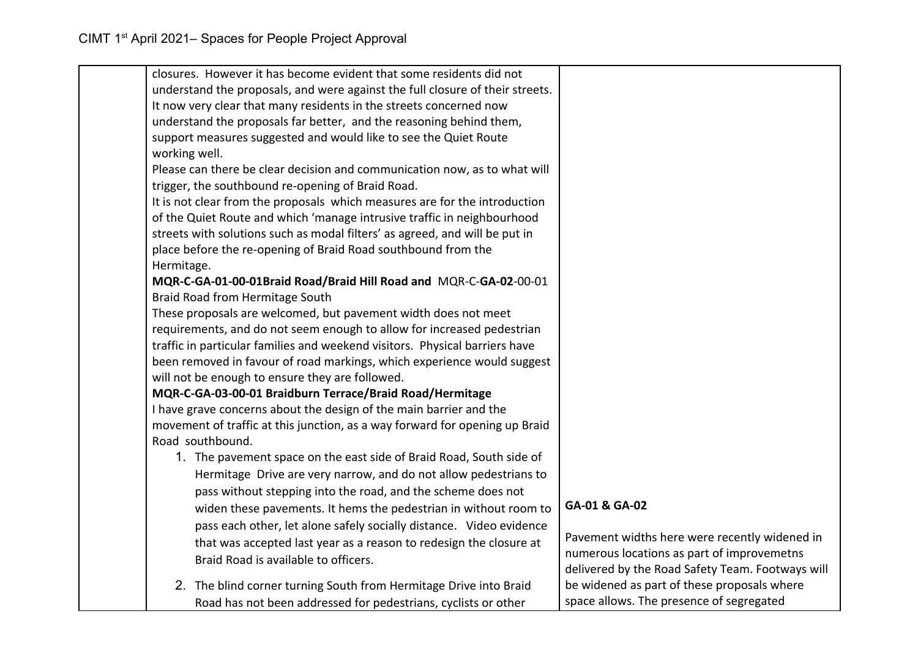| | | |
|---|---|---|
| | closures. However it has become evident that some residents did not understand the proposals, and were against the full closure of their streets. It now very clear that many residents in the streets concerned now understand the proposals far better, and the reasoning behind them, support measures suggested and would like to see the Quiet Route working well.<br>Please can there be clear decision and communication now, as to what will trigger, the southbound re-opening of Braid Road.<br>It is not clear from the proposals which measures are for the introduction of the Quiet Route and which 'manage intrusive traffic in neighbourhood streets with solutions such as modal filters' as agreed, and will be put in place before the re-opening of Braid Road southbound from the Hermitage.<br>**MQR-C-GA-01-00-01Braid Road/Braid Hill Road and** MQR-C-**GA-02**-00-01 Braid Road from Hermitage South<br>These proposals are welcomed, but pavement width does not meet requirements, and do not seem enough to allow for increased pedestrian traffic in particular families and weekend visitors. Physical barriers have been removed in favour of road markings, which experience would suggest will not be enough to ensure they are followed.<br>**MQR-C-GA-03-00-01 Braidburn Terrace/Braid Road/Hermitage**<br>I have grave concerns about the design of the main barrier and the movement of traffic at this junction, as a way forward for opening up Braid Road southbound.<br>1. The pavement space on the east side of Braid Road, South side of Hermitage Drive are very narrow, and do not allow pedestrians to pass without stepping into the road, and the scheme does not widen these pavements. It hems the pedestrian in without room to pass each other, let alone safely socially distance. Video evidence that was accepted last year as a reason to redesign the closure at Braid Road is available to officers.<br>2. The blind corner turning South from Hermitage Drive into Braid Road has not been addressed for pedestrians, cyclists or other | **GA-01 & GA-02**<br><br>Pavement widths here were recently widened in numerous locations as part of improvemetns delivered by the Road Safety Team. Footways will be widened as part of these proposals where space allows. The presence of segregated |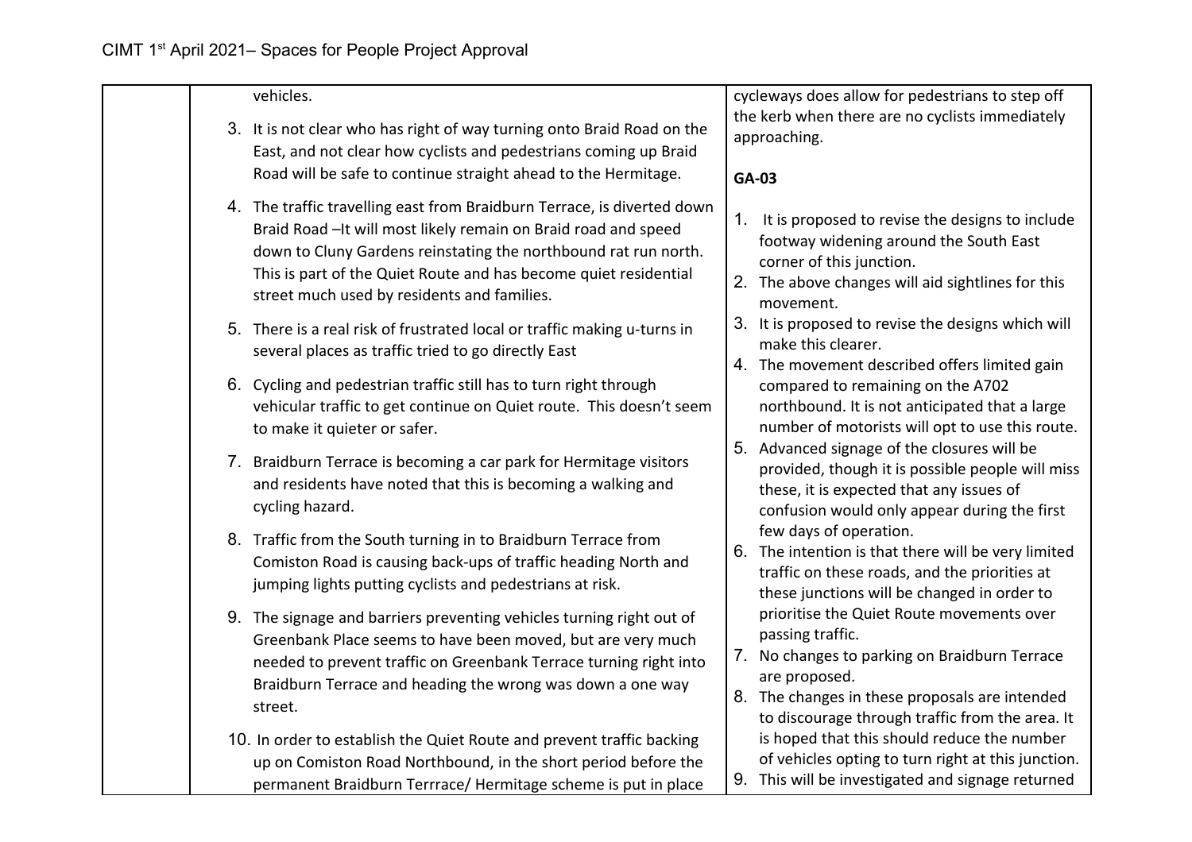| | | |
|---|---|---|
| | vehicles.<br>3. It is not clear who has right of way turning onto Braid Road on the East, and not clear how cyclists and pedestrians coming up Braid Road will be safe to continue straight ahead to the Hermitage.<br>4. The traffic travelling east from Braidburn Terrace, is diverted down Braid Road –It will most likely remain on Braid road and speed down to Cluny Gardens reinstating the northbound rat run north. This is part of the Quiet Route and has become quiet residential street much used by residents and families.<br>5. There is a real risk of frustrated local or traffic making u-turns in several places as traffic tried to go directly East<br>6. Cycling and pedestrian traffic still has to turn right through vehicular traffic to get continue on Quiet route. This doesn't seem to make it quieter or safer.<br>7. Braidburn Terrace is becoming a car park for Hermitage visitors and residents have noted that this is becoming a walking and cycling hazard.<br>8. Traffic from the South turning in to Braidburn Terrace from Comiston Road is causing back-ups of traffic heading North and jumping lights putting cyclists and pedestrians at risk.<br>9. The signage and barriers preventing vehicles turning right out of Greenbank Place seems to have been moved, but are very much needed to prevent traffic on Greenbank Terrace turning right into Braidburn Terrace and heading the wrong was down a one way street.<br>10. In order to establish the Quiet Route and prevent traffic backing up on Comiston Road Northbound, in the short period before the permanent Braidburn Terrrace/ Hermitage scheme is put in place | cycleways does allow for pedestrians to step off the kerb when there are no cyclists immediately approaching.<br><br>**GA-03**<br><br>1. It is proposed to revise the designs to include footway widening around the South East corner of this junction.<br>2. The above changes will aid sightlines for this movement.<br>3. It is proposed to revise the designs which will make this clearer.<br>4. The movement described offers limited gain compared to remaining on the A702 northbound. It is not anticipated that a large number of motorists will opt to use this route.<br>5. Advanced signage of the closures will be provided, though it is possible people will miss these, it is expected that any issues of confusion would only appear during the first few days of operation.<br>6. The intention is that there will be very limited traffic on these roads, and the priorities at these junctions will be changed in order to prioritise the Quiet Route movements over passing traffic.<br>7. No changes to parking on Braidburn Terrace are proposed.<br>8. The changes in these proposals are intended to discourage through traffic from the area. It is hoped that this should reduce the number of vehicles opting to turn right at this junction.<br>9. This will be investigated and signage returned |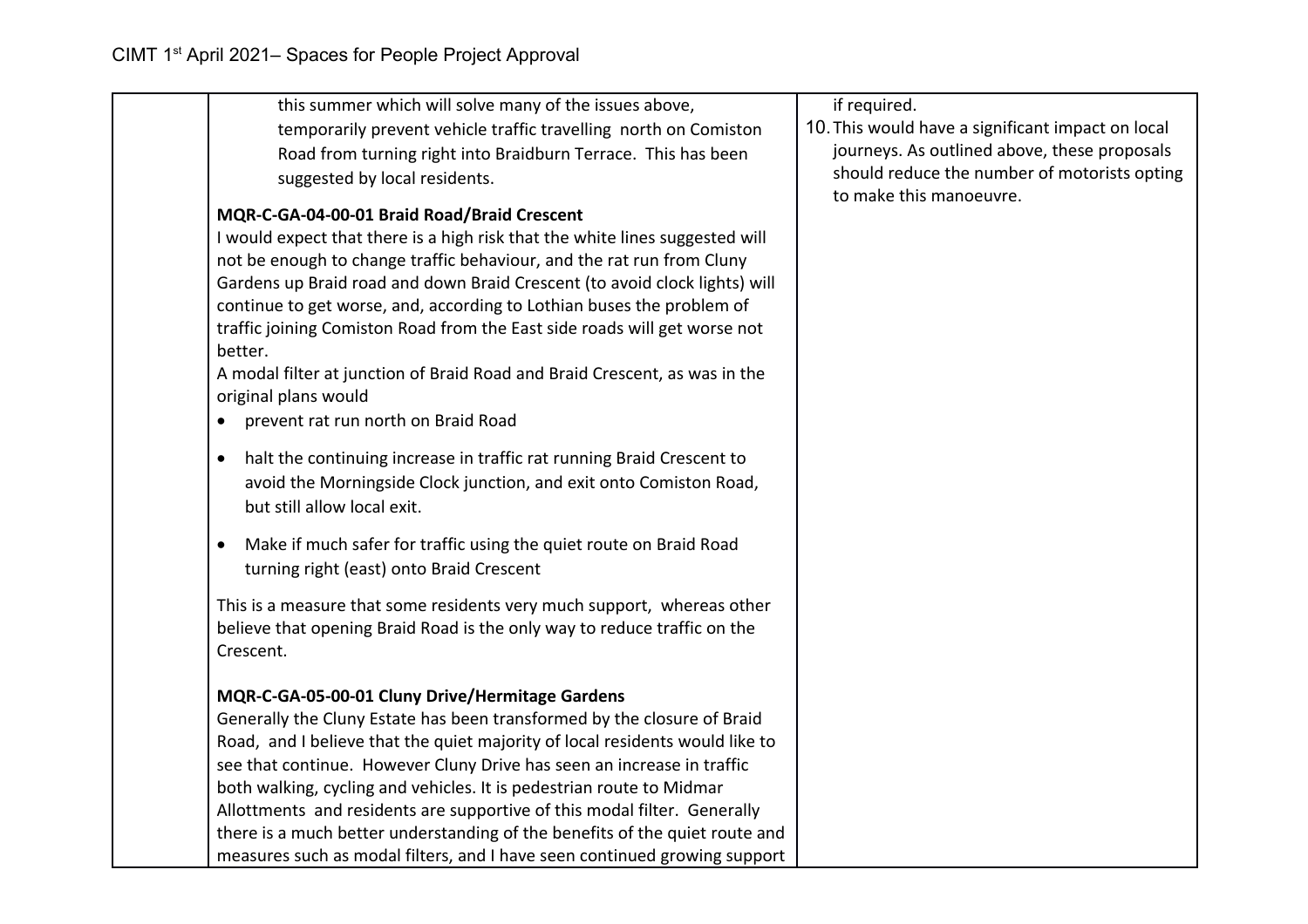| | | |
|---|---|---|
| | this summer which will solve many of the issues above, temporarily prevent vehicle traffic travelling north on Comiston Road from turning right into Braidburn Terrace. This has been suggested by local residents.<br><br>**MQR-C-GA-04-00-01 Braid Road/Braid Crescent**<br>I would expect that there is a high risk that the white lines suggested will not be enough to change traffic behaviour, and the rat run from Cluny Gardens up Braid road and down Braid Crescent (to avoid clock lights) will continue to get worse, and, according to Lothian buses the problem of traffic joining Comiston Road from the East side roads will get worse not better.<br>A modal filter at junction of Braid Road and Braid Crescent, as was in the original plans would<br>• prevent rat run north on Braid Road<br>• halt the continuing increase in traffic rat running Braid Crescent to avoid the Morningside Clock junction, and exit onto Comiston Road, but still allow local exit.<br>• Make if much safer for traffic using the quiet route on Braid Road turning right (east) onto Braid Crescent<br><br>This is a measure that some residents very much support, whereas other believe that opening Braid Road is the only way to reduce traffic on the Crescent.<br><br>**MQR-C-GA-05-00-01 Cluny Drive/Hermitage Gardens**<br>Generally the Cluny Estate has been transformed by the closure of Braid Road, and I believe that the quiet majority of local residents would like to see that continue. However Cluny Drive has seen an increase in traffic both walking, cycling and vehicles. It is pedestrian route to Midmar Allottments and residents are supportive of this modal filter. Generally there is a much better understanding of the benefits of the quiet route and measures such as modal filters, and I have seen continued growing support | if required.<br>10. This would have a significant impact on local journeys. As outlined above, these proposals should reduce the number of motorists opting to make this manoeuvre. |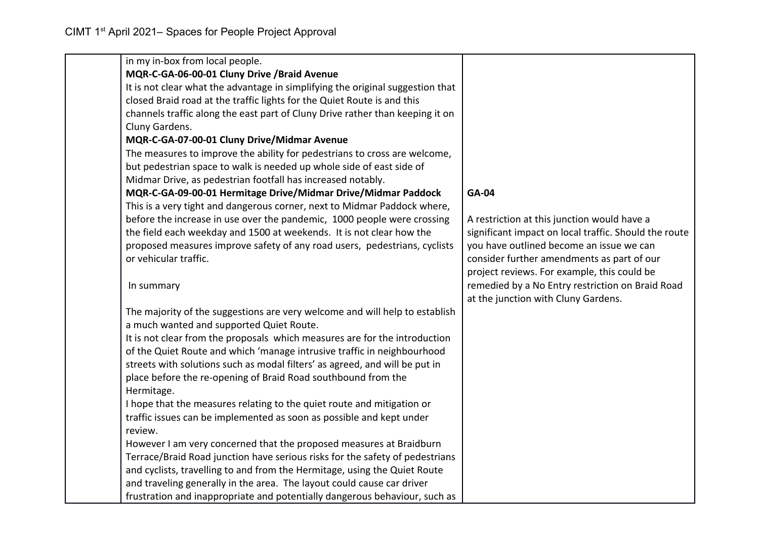| | in my in-box from local people.<br>**MQR-C-GA-06-00-01 Cluny Drive /Braid Avenue**<br>It is not clear what the advantage in simplifying the original suggestion that closed Braid road at the traffic lights for the Quiet Route is and this channels traffic along the east part of Cluny Drive rather than keeping it on Cluny Gardens.<br>**MQR-C-GA-07-00-01 Cluny Drive/Midmar Avenue**<br>The measures to improve the ability for pedestrians to cross are welcome, but pedestrian space to walk is needed up whole side of east side of Midmar Drive, as pedestrian footfall has increased notably.<br>**MQR-C-GA-09-00-01 Hermitage Drive/Midmar Drive/Midmar Paddock**<br>This is a very tight and dangerous corner, next to Midmar Paddock where, before the increase in use over the pandemic, 1000 people were crossing the field each weekday and 1500 at weekends. It is not clear how the proposed measures improve safety of any road users, pedestrians, cyclists or vehicular traffic.<br><br>In summary<br><br>The majority of the suggestions are very welcome and will help to establish a much wanted and supported Quiet Route.<br>It is not clear from the proposals which measures are for the introduction of the Quiet Route and which 'manage intrusive traffic in neighbourhood streets with solutions such as modal filters' as agreed, and will be put in place before the re-opening of Braid Road southbound from the Hermitage.<br>I hope that the measures relating to the quiet route and mitigation or traffic issues can be implemented as soon as possible and kept under review.<br>However I am very concerned that the proposed measures at Braidburn Terrace/Braid Road junction have serious risks for the safety of pedestrians and cyclists, travelling to and from the Hermitage, using the Quiet Route and traveling generally in the area. The layout could cause car driver frustration and inappropriate and potentially dangerous behaviour, such as | **GA-04**<br><br>A restriction at this junction would have a significant impact on local traffic. Should the route you have outlined become an issue we can consider further amendments as part of our project reviews. For example, this could be remedied by a No Entry restriction on Braid Road at the junction with Cluny Gardens. |
|---|---|---|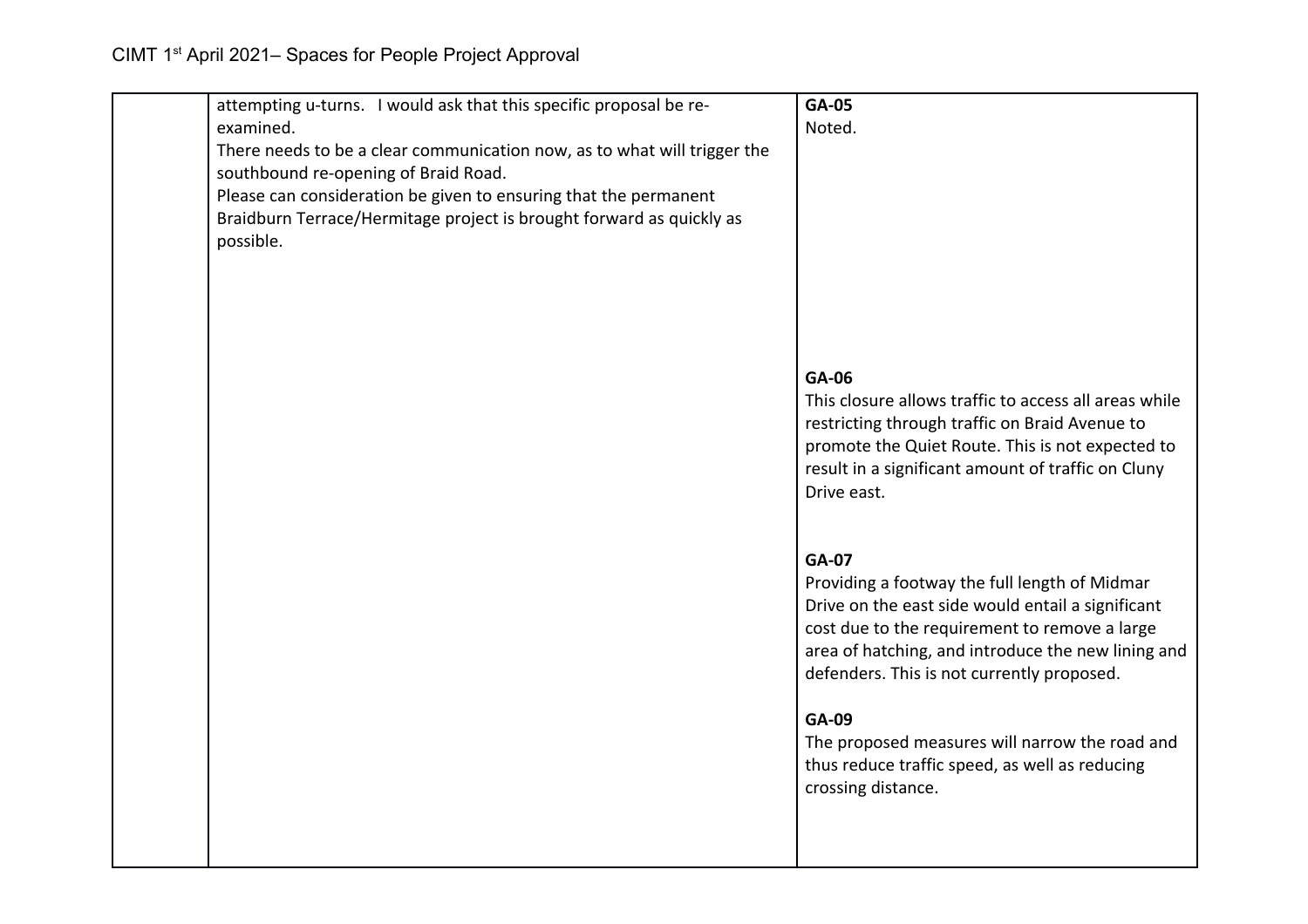| | | |
|---|---|---|
| | attempting u-turns. I would ask that this specific proposal be re-examined.<br>There needs to be a clear communication now, as to what will trigger the southbound re-opening of Braid Road.<br>Please can consideration be given to ensuring that the permanent Braidburn Terrace/Hermitage project is brought forward as quickly as possible. | **GA-05**<br>Noted.<br><br>**GA-06**<br>This closure allows traffic to access all areas while restricting through traffic on Braid Avenue to promote the Quiet Route. This is not expected to result in a significant amount of traffic on Cluny Drive east.<br><br>**GA-07**<br>Providing a footway the full length of Midmar Drive on the east side would entail a significant cost due to the requirement to remove a large area of hatching, and introduce the new lining and defenders. This is not currently proposed.<br><br>**GA-09**<br>The proposed measures will narrow the road and thus reduce traffic speed, as well as reducing crossing distance. |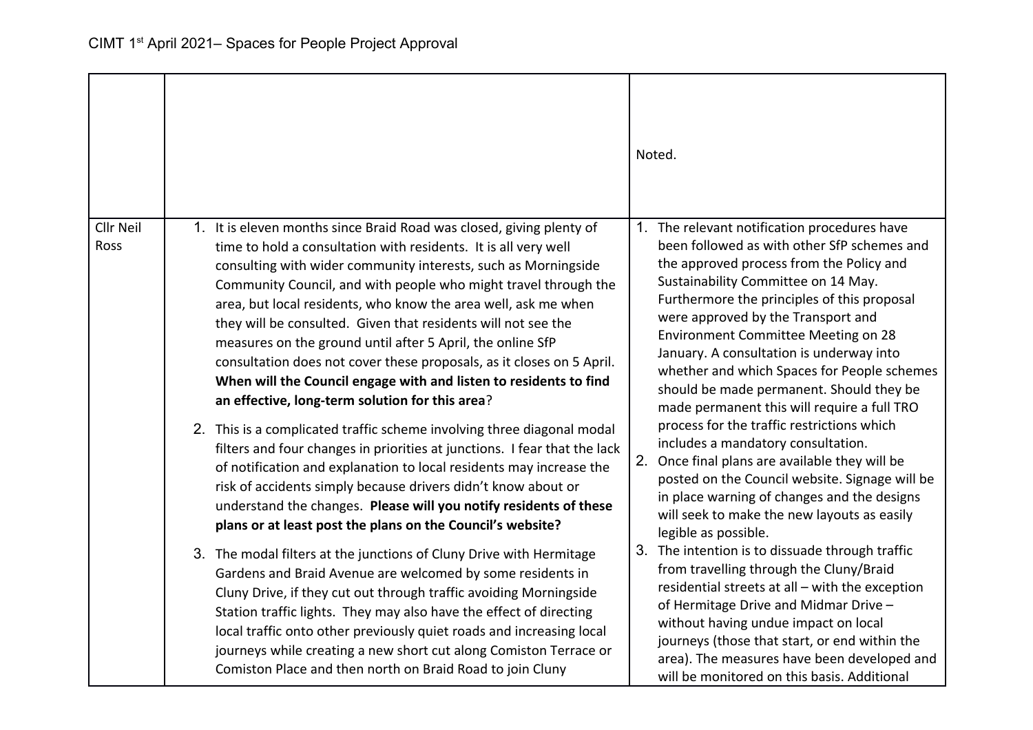| | | |
|---|---|---|
| | | Noted. |
| Cllr Neil Ross | 1. It is eleven months since Braid Road was closed, giving plenty of time to hold a consultation with residents. It is all very well consulting with wider community interests, such as Morningside Community Council, and with people who might travel through the area, but local residents, who know the area well, ask me when they will be consulted. Given that residents will not see the measures on the ground until after 5 April, the online SfP consultation does not cover these proposals, as it closes on 5 April. **When will the Council engage with and listen to residents to find an effective, long-term solution for this area**?<br><br>2. This is a complicated traffic scheme involving three diagonal modal filters and four changes in priorities at junctions. I fear that the lack of notification and explanation to local residents may increase the risk of accidents simply because drivers didn't know about or understand the changes. **Please will you notify residents of these plans or at least post the plans on the Council's website?**<br><br>3. The modal filters at the junctions of Cluny Drive with Hermitage Gardens and Braid Avenue are welcomed by some residents in Cluny Drive, if they cut out through traffic avoiding Morningside Station traffic lights. They may also have the effect of directing local traffic onto other previously quiet roads and increasing local journeys while creating a new short cut along Comiston Terrace or Comiston Place and then north on Braid Road to join Cluny | 1. The relevant notification procedures have been followed as with other SfP schemes and the approved process from the Policy and Sustainability Committee on 14 May. Furthermore the principles of this proposal were approved by the Transport and Environment Committee Meeting on 28 January. A consultation is underway into whether and which Spaces for People schemes should be made permanent. Should they be made permanent this will require a full TRO process for the traffic restrictions which includes a mandatory consultation.<br>2. Once final plans are available they will be posted on the Council website. Signage will be in place warning of changes and the designs will seek to make the new layouts as easily legible as possible.<br>3. The intention is to dissuade through traffic from travelling through the Cluny/Braid residential streets at all – with the exception of Hermitage Drive and Midmar Drive – without having undue impact on local journeys (those that start, or end within the area). The measures have been developed and will be monitored on this basis. Additional |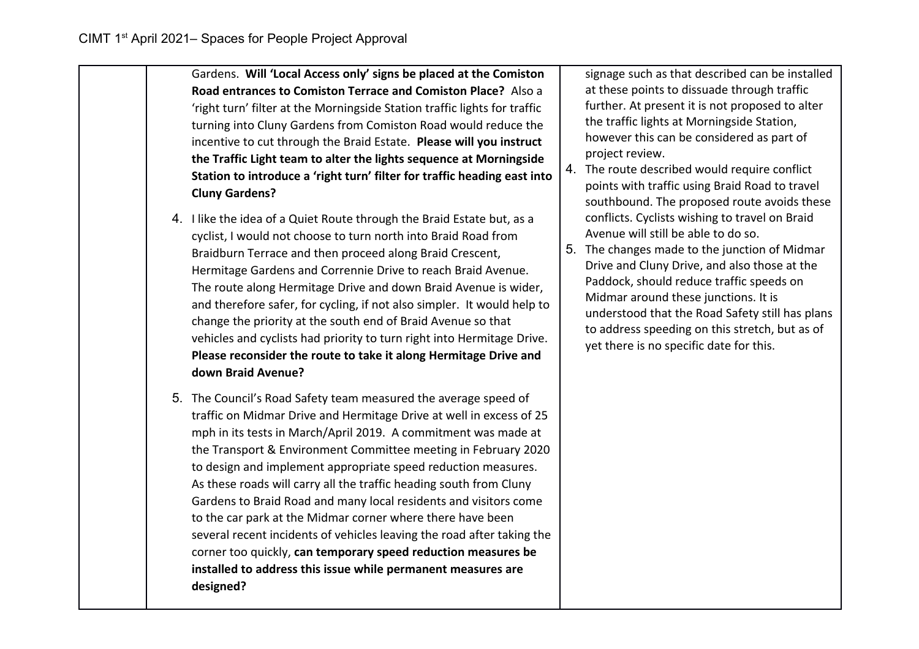| | | |
|---|---|---|
| | Gardens. **Will 'Local Access only' signs be placed at the Comiston Road entrances to Comiston Terrace and Comiston Place?** Also a 'right turn' filter at the Morningside Station traffic lights for traffic turning into Cluny Gardens from Comiston Road would reduce the incentive to cut through the Braid Estate. **Please will you instruct the Traffic Light team to alter the lights sequence at Morningside Station to introduce a 'right turn' filter for traffic heading east into Cluny Gardens?**<br><br>4. I like the idea of a Quiet Route through the Braid Estate but, as a cyclist, I would not choose to turn north into Braid Road from Braidburn Terrace and then proceed along Braid Crescent, Hermitage Gardens and Corrennie Drive to reach Braid Avenue. The route along Hermitage Drive and down Braid Avenue is wider, and therefore safer, for cycling, if not also simpler. It would help to change the priority at the south end of Braid Avenue so that vehicles and cyclists had priority to turn right into Hermitage Drive. **Please reconsider the route to take it along Hermitage Drive and down Braid Avenue?**<br><br>5. The Council's Road Safety team measured the average speed of traffic on Midmar Drive and Hermitage Drive at well in excess of 25 mph in its tests in March/April 2019. A commitment was made at the Transport & Environment Committee meeting in February 2020 to design and implement appropriate speed reduction measures. As these roads will carry all the traffic heading south from Cluny Gardens to Braid Road and many local residents and visitors come to the car park at the Midmar corner where there have been several recent incidents of vehicles leaving the road after taking the corner too quickly, **can temporary speed reduction measures be installed to address this issue while permanent measures are designed?** | signage such as that described can be installed at these points to dissuade through traffic further. At present it is not proposed to alter the traffic lights at Morningside Station, however this can be considered as part of project review.<br>4. The route described would require conflict points with traffic using Braid Road to travel southbound. The proposed route avoids these conflicts. Cyclists wishing to travel on Braid Avenue will still be able to do so.<br>5. The changes made to the junction of Midmar Drive and Cluny Drive, and also those at the Paddock, should reduce traffic speeds on Midmar around these junctions. It is understood that the Road Safety still has plans to address speeding on this stretch, but as of yet there is no specific date for this. |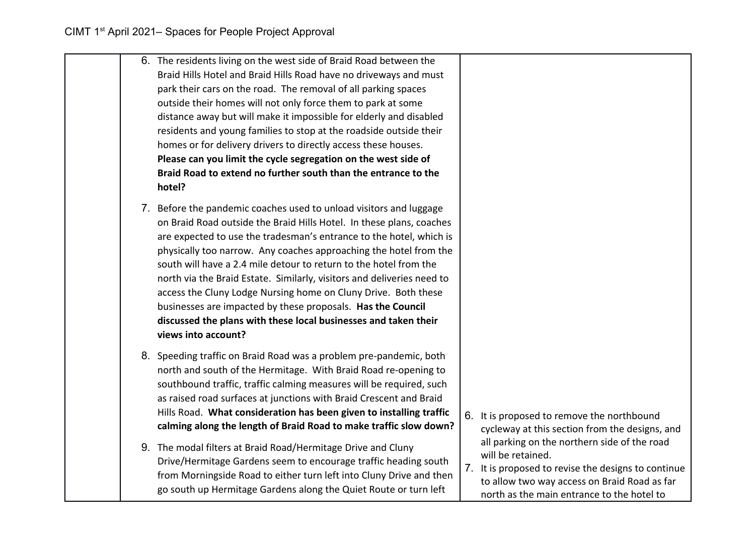| | | |
|---|---|---|
| | 6. The residents living on the west side of Braid Road between the Braid Hills Hotel and Braid Hills Road have no driveways and must park their cars on the road. The removal of all parking spaces outside their homes will not only force them to park at some distance away but will make it impossible for elderly and disabled residents and young families to stop at the roadside outside their homes or for delivery drivers to directly access these houses. **Please can you limit the cycle segregation on the west side of Braid Road to extend no further south than the entrance to the hotel?**<br><br>7. Before the pandemic coaches used to unload visitors and luggage on Braid Road outside the Braid Hills Hotel. In these plans, coaches are expected to use the tradesman's entrance to the hotel, which is physically too narrow. Any coaches approaching the hotel from the south will have a 2.4 mile detour to return to the hotel from the north via the Braid Estate. Similarly, visitors and deliveries need to access the Cluny Lodge Nursing home on Cluny Drive. Both these businesses are impacted by these proposals. **Has the Council discussed the plans with these local businesses and taken their views into account?**<br><br>8. Speeding traffic on Braid Road was a problem pre-pandemic, both north and south of the Hermitage. With Braid Road re-opening to southbound traffic, traffic calming measures will be required, such as raised road surfaces at junctions with Braid Crescent and Braid Hills Road. **What consideration has been given to installing traffic calming along the length of Braid Road to make traffic slow down?**<br><br>9. The modal filters at Braid Road/Hermitage Drive and Cluny Drive/Hermitage Gardens seem to encourage traffic heading south from Morningside Road to either turn left into Cluny Drive and then go south up Hermitage Gardens along the Quiet Route or turn left | 6. It is proposed to remove the northbound cycleway at this section from the designs, and all parking on the northern side of the road will be retained.<br>7. It is proposed to revise the designs to continue to allow two way access on Braid Road as far north as the main entrance to the hotel to |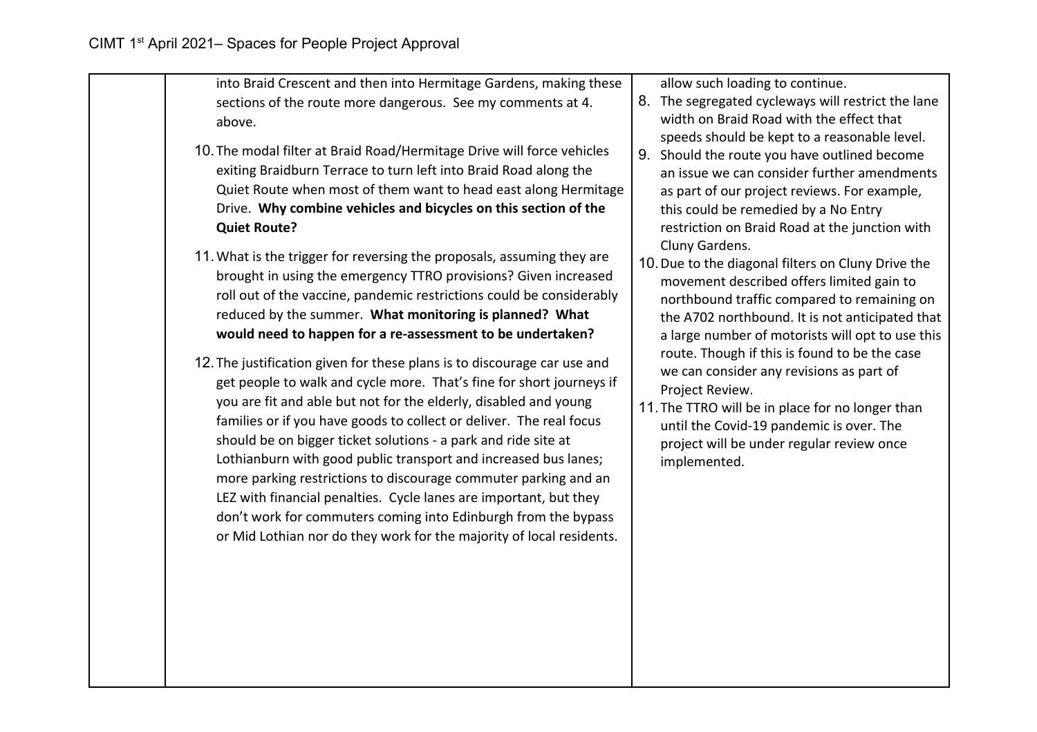| | | |
|---|---|---|
| | into Braid Crescent and then into Hermitage Gardens, making these sections of the route more dangerous. See my comments at 4. above.<br><br>10. The modal filter at Braid Road/Hermitage Drive will force vehicles exiting Braidburn Terrace to turn left into Braid Road along the Quiet Route when most of them want to head east along Hermitage Drive. **Why combine vehicles and bicycles on this section of the Quiet Route?**<br><br>11. What is the trigger for reversing the proposals, assuming they are brought in using the emergency TTRO provisions? Given increased roll out of the vaccine, pandemic restrictions could be considerably reduced by the summer. **What monitoring is planned? What would need to happen for a re-assessment to be undertaken?**<br><br>12. The justification given for these plans is to discourage car use and get people to walk and cycle more. That's fine for short journeys if you are fit and able but not for the elderly, disabled and young families or if you have goods to collect or deliver. The real focus should be on bigger ticket solutions - a park and ride site at Lothianburn with good public transport and increased bus lanes; more parking restrictions to discourage commuter parking and an LEZ with financial penalties. Cycle lanes are important, but they don't work for commuters coming into Edinburgh from the bypass or Mid Lothian nor do they work for the majority of local residents. | allow such loading to continue.<br>8. The segregated cycleways will restrict the lane width on Braid Road with the effect that speeds should be kept to a reasonable level.<br>9. Should the route you have outlined become an issue we can consider further amendments as part of our project reviews. For example, this could be remedied by a No Entry restriction on Braid Road at the junction with Cluny Gardens.<br>10. Due to the diagonal filters on Cluny Drive the movement described offers limited gain to northbound traffic compared to remaining on the A702 northbound. It is not anticipated that a large number of motorists will opt to use this route. Though if this is found to be the case we can consider any revisions as part of Project Review.<br>11. The TTRO will be in place for no longer than until the Covid-19 pandemic is over. The project will be under regular review once implemented. |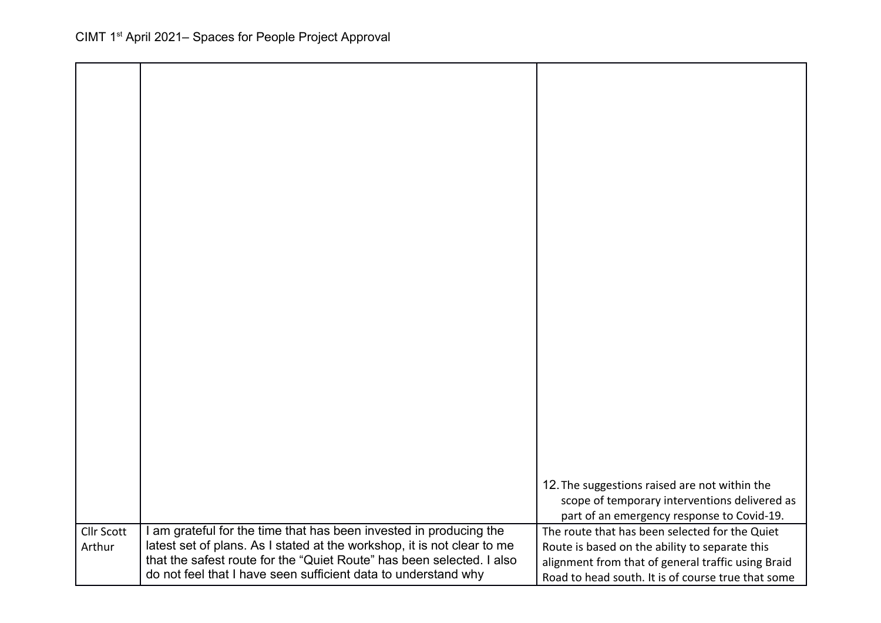| | | |
|---|---|---|
| | | 12. The suggestions raised are not within the scope of temporary interventions delivered as part of an emergency response to Covid-19. |
| Cllr Scott Arthur | I am grateful for the time that has been invested in producing the latest set of plans. As I stated at the workshop, it is not clear to me that the safest route for the "Quiet Route" has been selected. I also do not feel that I have seen sufficient data to understand why | The route that has been selected for the Quiet Route is based on the ability to separate this alignment from that of general traffic using Braid Road to head south. It is of course true that some |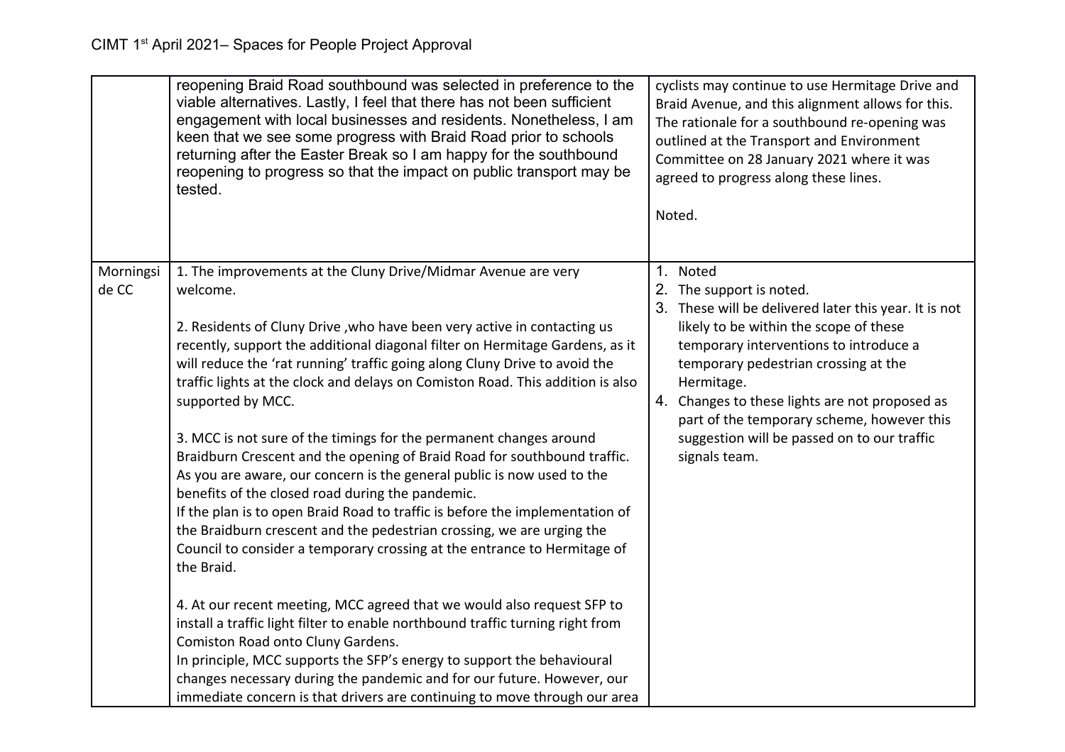| | | |
|---|---|---|
| | reopening Braid Road southbound was selected in preference to the viable alternatives. Lastly, I feel that there has not been sufficient engagement with local businesses and residents. Nonetheless, I am keen that we see some progress with Braid Road prior to schools returning after the Easter Break so I am happy for the southbound reopening to progress so that the impact on public transport may be tested. | cyclists may continue to use Hermitage Drive and Braid Avenue, and this alignment allows for this. The rationale for a southbound re-opening was outlined at the Transport and Environment Committee on 28 January 2021 where it was agreed to progress along these lines.<br><br>Noted. |
| Morningside CC | 1. The improvements at the Cluny Drive/Midmar Avenue are very welcome.<br><br>2. Residents of Cluny Drive ,who have been very active in contacting us recently, support the additional diagonal filter on Hermitage Gardens, as it will reduce the 'rat running' traffic going along Cluny Drive to avoid the traffic lights at the clock and delays on Comiston Road. This addition is also supported by MCC.<br><br>3. MCC is not sure of the timings for the permanent changes around Braidburn Crescent and the opening of Braid Road for southbound traffic. As you are aware, our concern is the general public is now used to the benefits of the closed road during the pandemic.<br>If the plan is to open Braid Road to traffic is before the implementation of the Braidburn crescent and the pedestrian crossing, we are urging the Council to consider a temporary crossing at the entrance to Hermitage of the Braid.<br><br>4. At our recent meeting, MCC agreed that we would also request SFP to install a traffic light filter to enable northbound traffic turning right from Comiston Road onto Cluny Gardens.<br>In principle, MCC supports the SFP's energy to support the behavioural changes necessary during the pandemic and for our future. However, our immediate concern is that drivers are continuing to move through our area | 1. Noted<br>2. The support is noted.<br>3. These will be delivered later this year. It is not likely to be within the scope of these temporary interventions to introduce a temporary pedestrian crossing at the Hermitage.<br>4. Changes to these lights are not proposed as part of the temporary scheme, however this suggestion will be passed on to our traffic signals team. |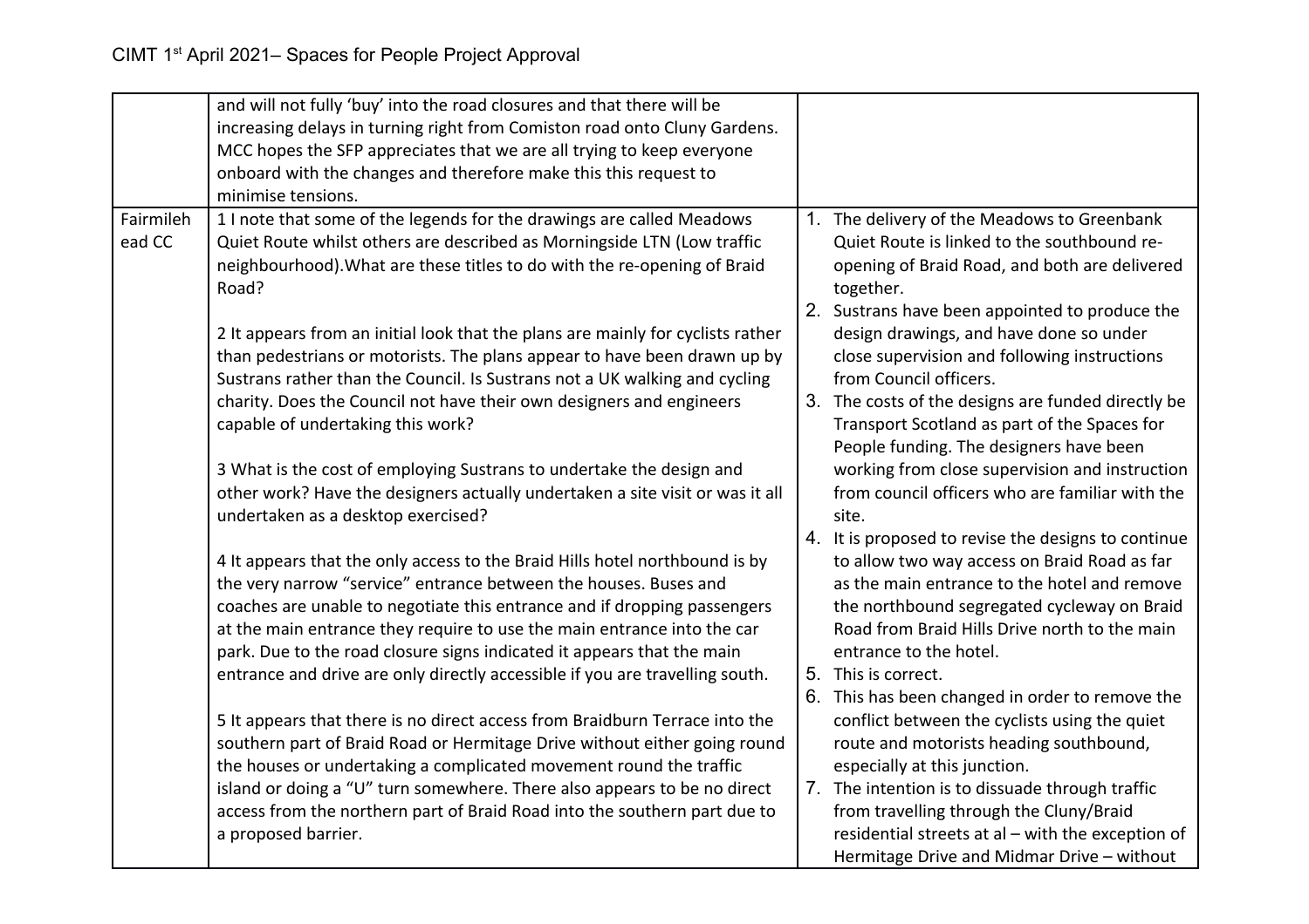| | | |
|---|---|---|
| | and will not fully 'buy' into the road closures and that there will be increasing delays in turning right from Comiston road onto Cluny Gardens. MCC hopes the SFP appreciates that we are all trying to keep everyone onboard with the changes and therefore make this this request to minimise tensions. | |
| Fairmilehead CC | 1 I note that some of the legends for the drawings are called Meadows Quiet Route whilst others are described as Morningside LTN (Low traffic neighbourhood).What are these titles to do with the re-opening of Braid Road?<br><br>2 It appears from an initial look that the plans are mainly for cyclists rather than pedestrians or motorists. The plans appear to have been drawn up by Sustrans rather than the Council. Is Sustrans not a UK walking and cycling charity. Does the Council not have their own designers and engineers capable of undertaking this work?<br><br>3 What is the cost of employing Sustrans to undertake the design and other work? Have the designers actually undertaken a site visit or was it all undertaken as a desktop exercised?<br><br>4 It appears that the only access to the Braid Hills hotel northbound is by the very narrow "service" entrance between the houses. Buses and coaches are unable to negotiate this entrance and if dropping passengers at the main entrance they require to use the main entrance into the car park. Due to the road closure signs indicated it appears that the main entrance and drive are only directly accessible if you are travelling south.<br><br>5 It appears that there is no direct access from Braidburn Terrace into the southern part of Braid Road or Hermitage Drive without either going round the houses or undertaking a complicated movement round the traffic island or doing a "U" turn somewhere. There also appears to be no direct access from the northern part of Braid Road into the southern part due to a proposed barrier. | 1. The delivery of the Meadows to Greenbank Quiet Route is linked to the southbound re-opening of Braid Road, and both are delivered together.<br>2. Sustrans have been appointed to produce the design drawings, and have done so under close supervision and following instructions from Council officers.<br>3. The costs of the designs are funded directly be Transport Scotland as part of the Spaces for People funding. The designers have been working from close supervision and instruction from council officers who are familiar with the site.<br>4. It is proposed to revise the designs to continue to allow two way access on Braid Road as far as the main entrance to the hotel and remove the northbound segregated cycleway on Braid Road from Braid Hills Drive north to the main entrance to the hotel.<br>5. This is correct.<br>6. This has been changed in order to remove the conflict between the cyclists using the quiet route and motorists heading southbound, especially at this junction.<br>7. The intention is to dissuade through traffic from travelling through the Cluny/Braid residential streets at al – with the exception of Hermitage Drive and Midmar Drive – without |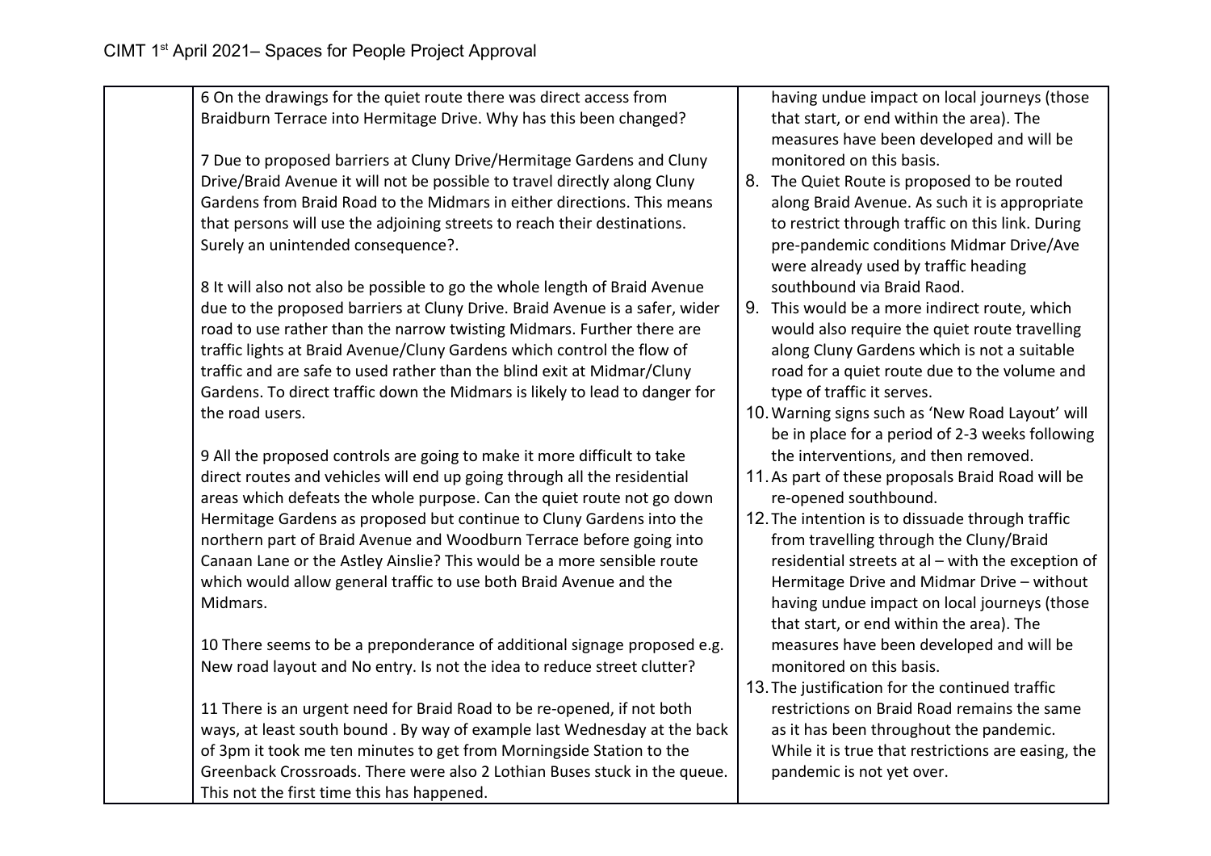| | | |
|---|---|---|
| | 6 On the drawings for the quiet route there was direct access from Braidburn Terrace into Hermitage Drive. Why has this been changed?<br><br>7 Due to proposed barriers at Cluny Drive/Hermitage Gardens and Cluny Drive/Braid Avenue it will not be possible to travel directly along Cluny Gardens from Braid Road to the Midmars in either directions. This means that persons will use the adjoining streets to reach their destinations. Surely an unintended consequence?.<br><br>8 It will also not also be possible to go the whole length of Braid Avenue due to the proposed barriers at Cluny Drive. Braid Avenue is a safer, wider road to use rather than the narrow twisting Midmars. Further there are traffic lights at Braid Avenue/Cluny Gardens which control the flow of traffic and are safe to used rather than the blind exit at Midmar/Cluny Gardens. To direct traffic down the Midmars is likely to lead to danger for the road users.<br><br>9 All the proposed controls are going to make it more difficult to take direct routes and vehicles will end up going through all the residential areas which defeats the whole purpose. Can the quiet route not go down Hermitage Gardens as proposed but continue to Cluny Gardens into the northern part of Braid Avenue and Woodburn Terrace before going into Canaan Lane or the Astley Ainslie? This would be a more sensible route which would allow general traffic to use both Braid Avenue and the Midmars.<br><br>10 There seems to be a preponderance of additional signage proposed e.g. New road layout and No entry. Is not the idea to reduce street clutter?<br><br>11 There is an urgent need for Braid Road to be re-opened, if not both ways, at least south bound . By way of example last Wednesday at the back of 3pm it took me ten minutes to get from Morningside Station to the Greenback Crossroads. There were also 2 Lothian Buses stuck in the queue. This not the first time this has happened. | having undue impact on local journeys (those that start, or end within the area). The measures have been developed and will be monitored on this basis.<br>8. The Quiet Route is proposed to be routed along Braid Avenue. As such it is appropriate to restrict through traffic on this link. During pre-pandemic conditions Midmar Drive/Ave were already used by traffic heading southbound via Braid Raod.<br>9. This would be a more indirect route, which would also require the quiet route travelling along Cluny Gardens which is not a suitable road for a quiet route due to the volume and type of traffic it serves.<br>10. Warning signs such as 'New Road Layout' will be in place for a period of 2-3 weeks following the interventions, and then removed.<br>11. As part of these proposals Braid Road will be re-opened southbound.<br>12. The intention is to dissuade through traffic from travelling through the Cluny/Braid residential streets at al – with the exception of Hermitage Drive and Midmar Drive – without having undue impact on local journeys (those that start, or end within the area). The measures have been developed and will be monitored on this basis.<br>13. The justification for the continued traffic restrictions on Braid Road remains the same as it has been throughout the pandemic. While it is true that restrictions are easing, the pandemic is not yet over. |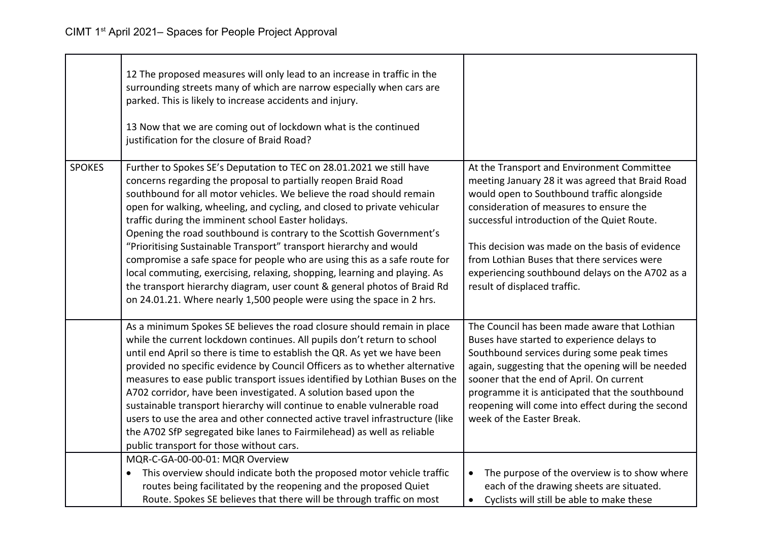| | | |
|---|---|---|
| | 12 The proposed measures will only lead to an increase in traffic in the surrounding streets many of which are narrow especially when cars are parked. This is likely to increase accidents and injury.<br><br>13 Now that we are coming out of lockdown what is the continued justification for the closure of Braid Road? | |
| SPOKES | Further to Spokes SE's Deputation to TEC on 28.01.2021 we still have concerns regarding the proposal to partially reopen Braid Road southbound for all motor vehicles. We believe the road should remain open for walking, wheeling, and cycling, and closed to private vehicular traffic during the imminent school Easter holidays.<br>Opening the road southbound is contrary to the Scottish Government's "Prioritising Sustainable Transport" transport hierarchy and would compromise a safe space for people who are using this as a safe route for local commuting, exercising, relaxing, shopping, learning and playing. As the transport hierarchy diagram, user count & general photos of Braid Rd on 24.01.21. Where nearly 1,500 people were using the space in 2 hrs. | At the Transport and Environment Committee meeting January 28 it was agreed that Braid Road would open to Southbound traffic alongside consideration of measures to ensure the successful introduction of the Quiet Route.<br><br>This decision was made on the basis of evidence from Lothian Buses that there services were experiencing southbound delays on the A702 as a result of displaced traffic. |
| | As a minimum Spokes SE believes the road closure should remain in place while the current lockdown continues. All pupils don't return to school until end April so there is time to establish the QR. As yet we have been provided no specific evidence by Council Officers as to whether alternative measures to ease public transport issues identified by Lothian Buses on the A702 corridor, have been investigated. A solution based upon the sustainable transport hierarchy will continue to enable vulnerable road users to use the area and other connected active travel infrastructure (like the A702 SfP segregated bike lanes to Fairmilehead) as well as reliable public transport for those without cars. | The Council has been made aware that Lothian Buses have started to experience delays to Southbound services during some peak times again, suggesting that the opening will be needed sooner that the end of April. On current programme it is anticipated that the southbound reopening will come into effect during the second week of the Easter Break. |
| | MQR-C-GA-00-00-01: MQR Overview<br>• This overview should indicate both the proposed motor vehicle traffic routes being facilitated by the reopening and the proposed Quiet Route. Spokes SE believes that there will be through traffic on most | • The purpose of the overview is to show where each of the drawing sheets are situated.<br>• Cyclists will still be able to make these |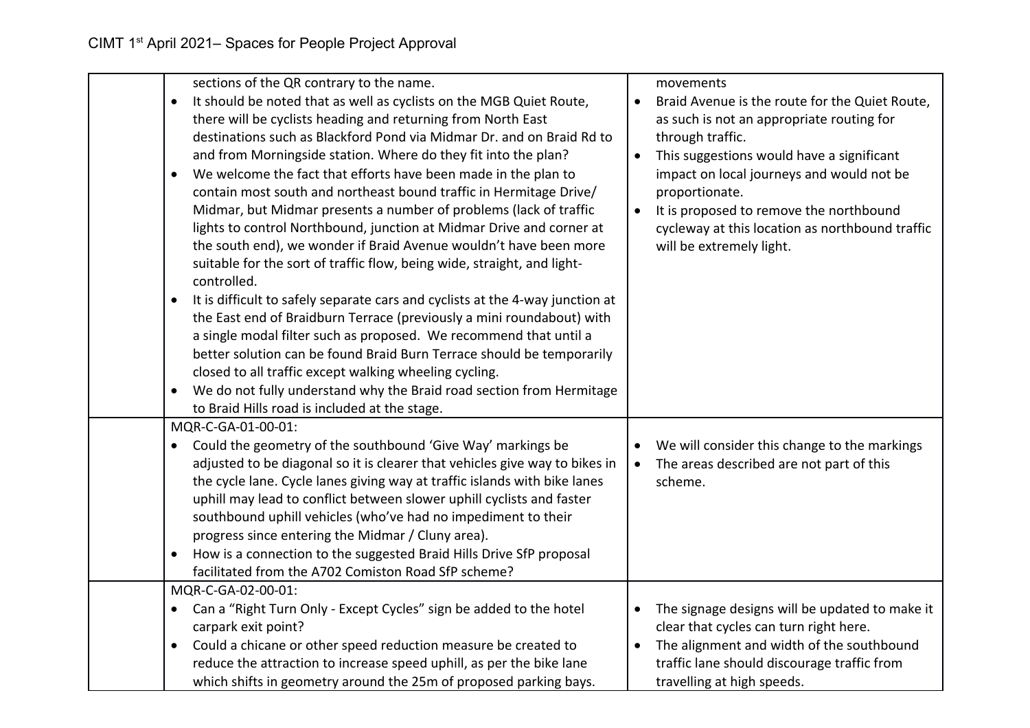| | | |
|---|---|---|
| | sections of the QR contrary to the name.<br>• It should be noted that as well as cyclists on the MGB Quiet Route, there will be cyclists heading and returning from North East destinations such as Blackford Pond via Midmar Dr. and on Braid Rd to and from Morningside station. Where do they fit into the plan?<br>• We welcome the fact that efforts have been made in the plan to contain most south and northeast bound traffic in Hermitage Drive/ Midmar, but Midmar presents a number of problems (lack of traffic lights to control Northbound, junction at Midmar Drive and corner at the south end), we wonder if Braid Avenue wouldn't have been more suitable for the sort of traffic flow, being wide, straight, and light-controlled.<br>• It is difficult to safely separate cars and cyclists at the 4-way junction at the East end of Braidburn Terrace (previously a mini roundabout) with a single modal filter such as proposed. We recommend that until a better solution can be found Braid Burn Terrace should be temporarily closed to all traffic except walking wheeling cycling.<br>• We do not fully understand why the Braid road section from Hermitage to Braid Hills road is included at the stage. | movements<br>• Braid Avenue is the route for the Quiet Route, as such is not an appropriate routing for through traffic.<br>• This suggestions would have a significant impact on local journeys and would not be proportionate.<br>• It is proposed to remove the northbound cycleway at this location as northbound traffic will be extremely light. |
| | MQR-C-GA-01-00-01:<br>• Could the geometry of the southbound 'Give Way' markings be adjusted to be diagonal so it is clearer that vehicles give way to bikes in the cycle lane. Cycle lanes giving way at traffic islands with bike lanes uphill may lead to conflict between slower uphill cyclists and faster southbound uphill vehicles (who've had no impediment to their progress since entering the Midmar / Cluny area).<br>• How is a connection to the suggested Braid Hills Drive SfP proposal facilitated from the A702 Comiston Road SfP scheme? | • We will consider this change to the markings<br>• The areas described are not part of this scheme. |
| | MQR-C-GA-02-00-01:<br>• Can a "Right Turn Only - Except Cycles" sign be added to the hotel carpark exit point?<br>• Could a chicane or other speed reduction measure be created to reduce the attraction to increase speed uphill, as per the bike lane which shifts in geometry around the 25m of proposed parking bays. | • The signage designs will be updated to make it clear that cycles can turn right here.<br>• The alignment and width of the southbound traffic lane should discourage traffic from travelling at high speeds. |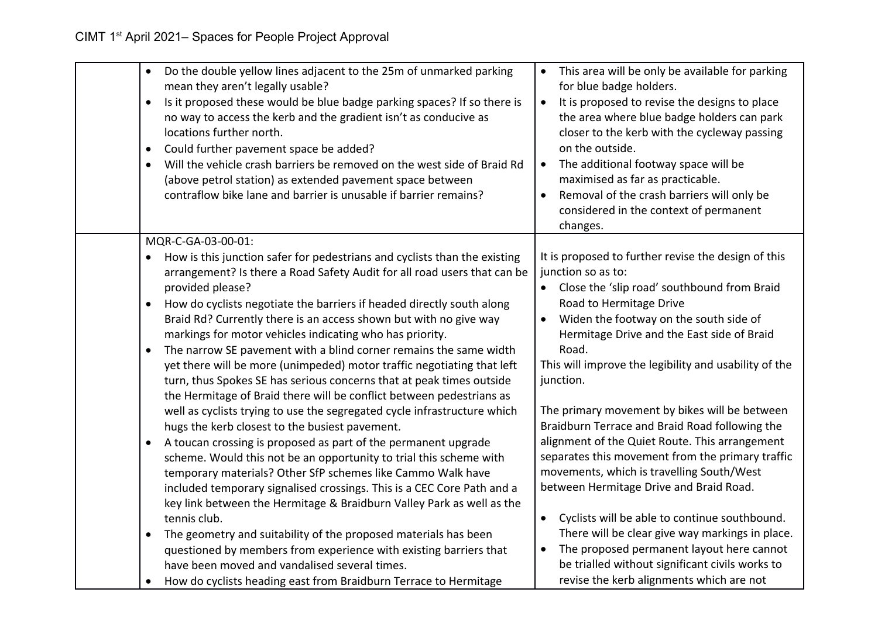| | | |
|---|---|---|
| | • Do the double yellow lines adjacent to the 25m of unmarked parking mean they aren't legally usable?<br>• Is it proposed these would be blue badge parking spaces? If so there is no way to access the kerb and the gradient isn't as conducive as locations further north.<br>• Could further pavement space be added?<br>• Will the vehicle crash barriers be removed on the west side of Braid Rd (above petrol station) as extended pavement space between contraflow bike lane and barrier is unusable if barrier remains? | • This area will be only be available for parking for blue badge holders.<br>• It is proposed to revise the designs to place the area where blue badge holders can park closer to the kerb with the cycleway passing on the outside.<br>• The additional footway space will be maximised as far as practicable.<br>• Removal of the crash barriers will only be considered in the context of permanent changes. |
| | MQR-C-GA-03-00-01:<br>• How is this junction safer for pedestrians and cyclists than the existing arrangement? Is there a Road Safety Audit for all road users that can be provided please?<br>• How do cyclists negotiate the barriers if headed directly south along Braid Rd? Currently there is an access shown but with no give way markings for motor vehicles indicating who has priority.<br>• The narrow SE pavement with a blind corner remains the same width yet there will be more (unimpeded) motor traffic negotiating that left turn, thus Spokes SE has serious concerns that at peak times outside the Hermitage of Braid there will be conflict between pedestrians as well as cyclists trying to use the segregated cycle infrastructure which hugs the kerb closest to the busiest pavement.<br>• A toucan crossing is proposed as part of the permanent upgrade scheme. Would this not be an opportunity to trial this scheme with temporary materials? Other SfP schemes like Cammo Walk have included temporary signalised crossings. This is a CEC Core Path and a key link between the Hermitage & Braidburn Valley Park as well as the tennis club.<br>• The geometry and suitability of the proposed materials has been questioned by members from experience with existing barriers that have been moved and vandalised several times.<br>• How do cyclists heading east from Braidburn Terrace to Hermitage | It is proposed to further revise the design of this junction so as to:<br>• Close the 'slip road' southbound from Braid Road to Hermitage Drive<br>• Widen the footway on the south side of Hermitage Drive and the East side of Braid Road.<br>This will improve the legibility and usability of the junction.<br><br>The primary movement by bikes will be between Braidburn Terrace and Braid Road following the alignment of the Quiet Route. This arrangement separates this movement from the primary traffic movements, which is travelling South/West between Hermitage Drive and Braid Road.<br><br>• Cyclists will be able to continue southbound. There will be clear give way markings in place.<br>• The proposed permanent layout here cannot be trialled without significant civils works to revise the kerb alignments which are not |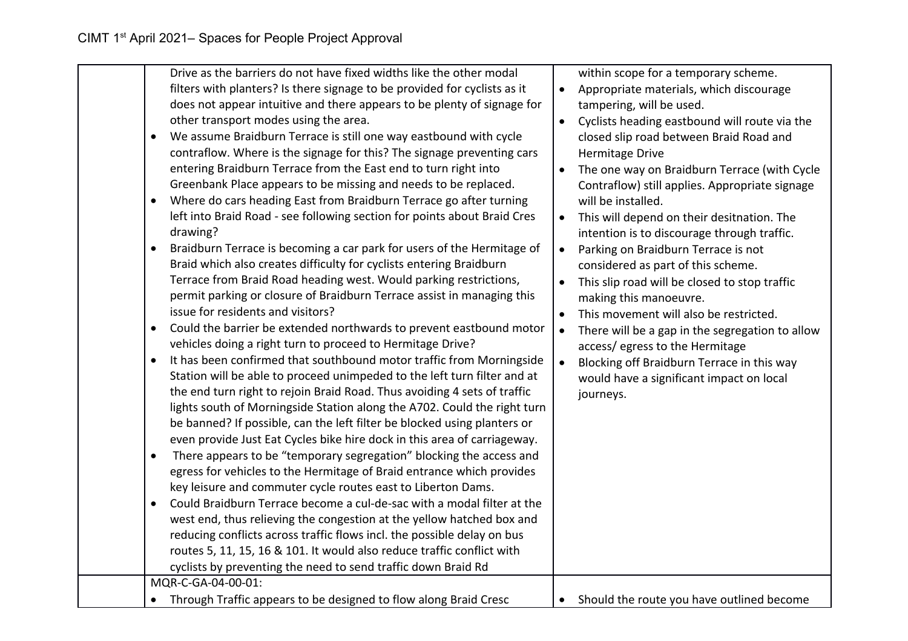| | | |
|---|---|---|
| | Drive as the barriers do not have fixed widths like the other modal filters with planters? Is there signage to be provided for cyclists as it does not appear intuitive and there appears to be plenty of signage for other transport modes using the area.<br>• We assume Braidburn Terrace is still one way eastbound with cycle contraflow. Where is the signage for this? The signage preventing cars entering Braidburn Terrace from the East end to turn right into Greenbank Place appears to be missing and needs to be replaced.<br>• Where do cars heading East from Braidburn Terrace go after turning left into Braid Road - see following section for points about Braid Cres drawing?<br>• Braidburn Terrace is becoming a car park for users of the Hermitage of Braid which also creates difficulty for cyclists entering Braidburn Terrace from Braid Road heading west. Would parking restrictions, permit parking or closure of Braidburn Terrace assist in managing this issue for residents and visitors?<br>• Could the barrier be extended northwards to prevent eastbound motor vehicles doing a right turn to proceed to Hermitage Drive?<br>• It has been confirmed that southbound motor traffic from Morningside Station will be able to proceed unimpeded to the left turn filter and at the end turn right to rejoin Braid Road. Thus avoiding 4 sets of traffic lights south of Morningside Station along the A702. Could the right turn be banned? If possible, can the left filter be blocked using planters or even provide Just Eat Cycles bike hire dock in this area of carriageway.<br>• There appears to be "temporary segregation" blocking the access and egress for vehicles to the Hermitage of Braid entrance which provides key leisure and commuter cycle routes east to Liberton Dams.<br>• Could Braidburn Terrace become a cul-de-sac with a modal filter at the west end, thus relieving the congestion at the yellow hatched box and reducing conflicts across traffic flows incl. the possible delay on bus routes 5, 11, 15, 16 & 101. It would also reduce traffic conflict with cyclists by preventing the need to send traffic down Braid Rd | within scope for a temporary scheme.<br>• Appropriate materials, which discourage tampering, will be used.<br>• Cyclists heading eastbound will route via the closed slip road between Braid Road and Hermitage Drive<br>• The one way on Braidburn Terrace (with Cycle Contraflow) still applies. Appropriate signage will be installed.<br>• This will depend on their desitnation. The intention is to discourage through traffic.<br>• Parking on Braidburn Terrace is not considered as part of this scheme.<br>• This slip road will be closed to stop traffic making this manoeuvre.<br>• This movement will also be restricted.<br>• There will be a gap in the segregation to allow access/ egress to the Hermitage<br>• Blocking off Braidburn Terrace in this way would have a significant impact on local journeys. |
| | MQR-C-GA-04-00-01:<br>• Through Traffic appears to be designed to flow along Braid Cresc | • Should the route you have outlined become |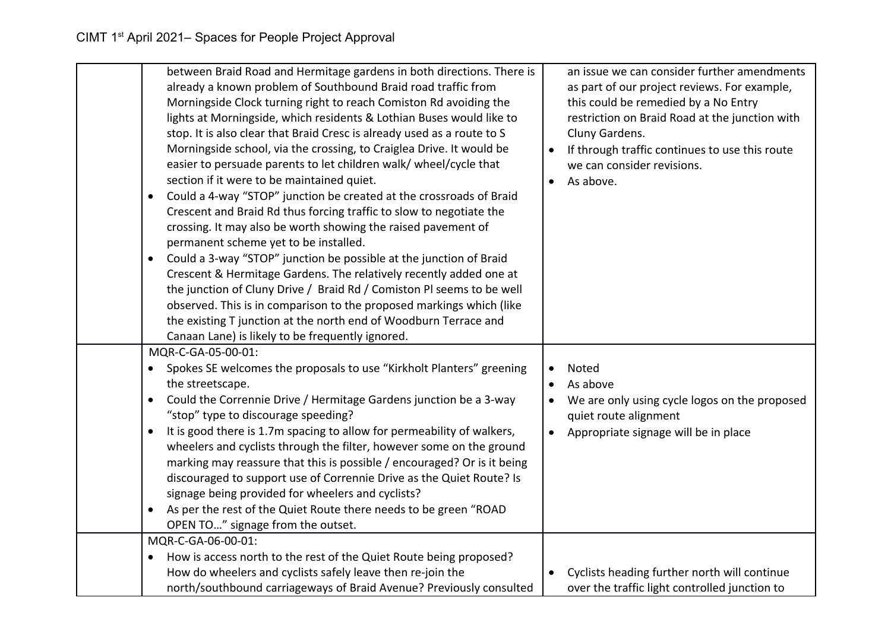| | | |
|---|---|---|
| | between Braid Road and Hermitage gardens in both directions. There is already a known problem of Southbound Braid road traffic from Morningside Clock turning right to reach Comiston Rd avoiding the lights at Morningside, which residents & Lothian Buses would like to stop. It is also clear that Braid Cresc is already used as a route to S Morningside school, via the crossing, to Craiglea Drive. It would be easier to persuade parents to let children walk/ wheel/cycle that section if it were to be maintained quiet.<br>• Could a 4-way "STOP" junction be created at the crossroads of Braid Crescent and Braid Rd thus forcing traffic to slow to negotiate the crossing. It may also be worth showing the raised pavement of permanent scheme yet to be installed.<br>• Could a 3-way "STOP" junction be possible at the junction of Braid Crescent & Hermitage Gardens. The relatively recently added one at the junction of Cluny Drive / Braid Rd / Comiston Pl seems to be well observed. This is in comparison to the proposed markings which (like the existing T junction at the north end of Woodburn Terrace and Canaan Lane) is likely to be frequently ignored. | an issue we can consider further amendments as part of our project reviews. For example, this could be remedied by a No Entry restriction on Braid Road at the junction with Cluny Gardens.<br>• If through traffic continues to use this route we can consider revisions.<br>• As above. |
| | MQR-C-GA-05-00-01:<br>• Spokes SE welcomes the proposals to use "Kirkholt Planters" greening the streetscape.<br>• Could the Corrennie Drive / Hermitage Gardens junction be a 3-way "stop" type to discourage speeding?<br>• It is good there is 1.7m spacing to allow for permeability of walkers, wheelers and cyclists through the filter, however some on the ground marking may reassure that this is possible / encouraged? Or is it being discouraged to support use of Corrennie Drive as the Quiet Route? Is signage being provided for wheelers and cyclists?<br>• As per the rest of the Quiet Route there needs to be green "ROAD OPEN TO…" signage from the outset. | • Noted<br>• As above<br>• We are only using cycle logos on the proposed quiet route alignment<br>• Appropriate signage will be in place |
| | MQR-C-GA-06-00-01:<br>• How is access north to the rest of the Quiet Route being proposed? How do wheelers and cyclists safely leave then re-join the north/southbound carriageways of Braid Avenue? Previously consulted | • Cyclists heading further north will continue over the traffic light controlled junction to |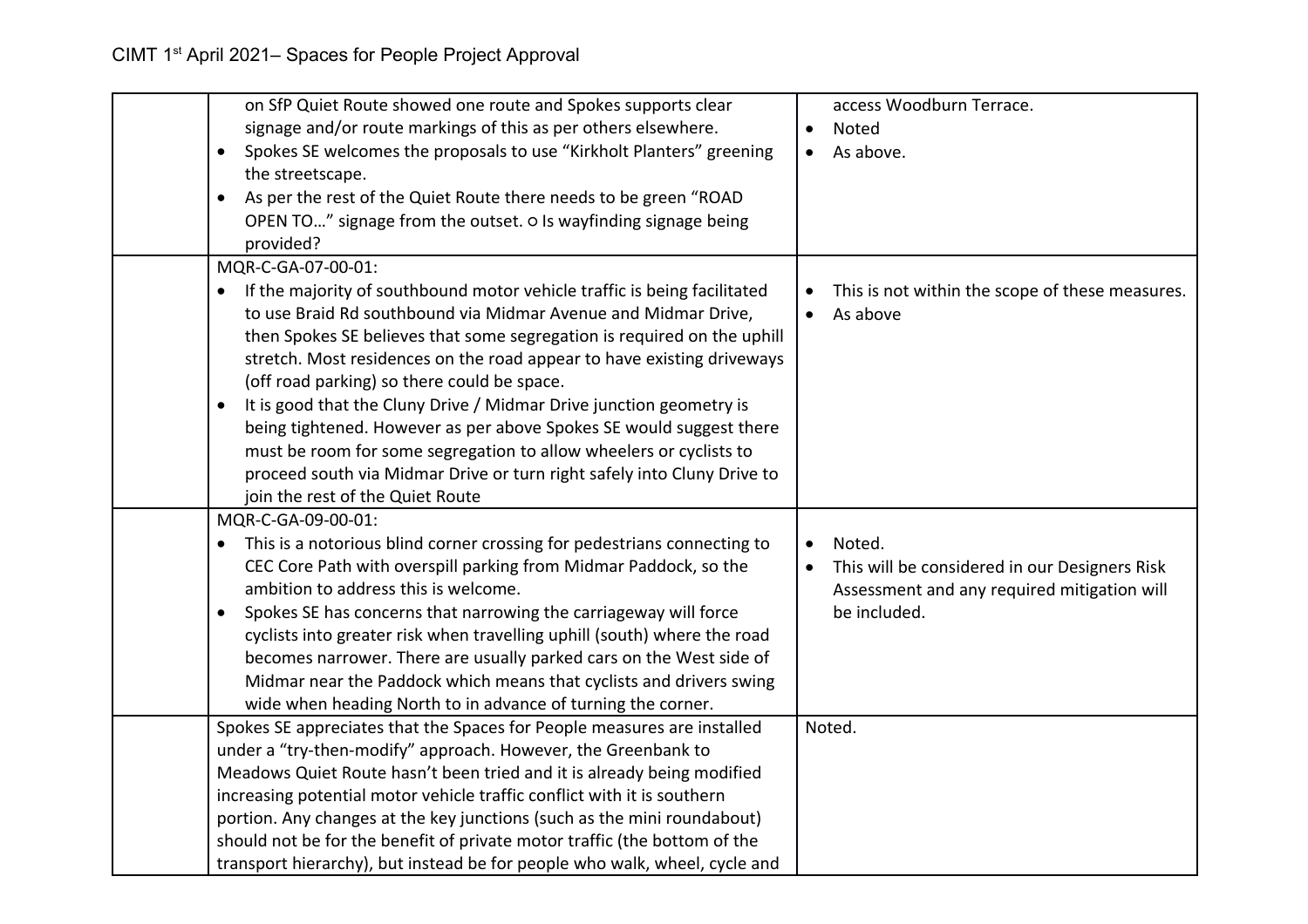| | | |
|---|---|---|
| | on SfP Quiet Route showed one route and Spokes supports clear signage and/or route markings of this as per others elsewhere.<br>• Spokes SE welcomes the proposals to use "Kirkholt Planters" greening the streetscape.<br>• As per the rest of the Quiet Route there needs to be green "ROAD OPEN TO…" signage from the outset. ○ Is wayfinding signage being provided? | access Woodburn Terrace.<br>• Noted<br>• As above. |
| | MQR-C-GA-07-00-01:<br>• If the majority of southbound motor vehicle traffic is being facilitated to use Braid Rd southbound via Midmar Avenue and Midmar Drive, then Spokes SE believes that some segregation is required on the uphill stretch. Most residences on the road appear to have existing driveways (off road parking) so there could be space.<br>• It is good that the Cluny Drive / Midmar Drive junction geometry is being tightened. However as per above Spokes SE would suggest there must be room for some segregation to allow wheelers or cyclists to proceed south via Midmar Drive or turn right safely into Cluny Drive to join the rest of the Quiet Route | • This is not within the scope of these measures.<br>• As above |
| | MQR-C-GA-09-00-01:<br>• This is a notorious blind corner crossing for pedestrians connecting to CEC Core Path with overspill parking from Midmar Paddock, so the ambition to address this is welcome.<br>• Spokes SE has concerns that narrowing the carriageway will force cyclists into greater risk when travelling uphill (south) where the road becomes narrower. There are usually parked cars on the West side of Midmar near the Paddock which means that cyclists and drivers swing wide when heading North to in advance of turning the corner. | • Noted.<br>• This will be considered in our Designers Risk Assessment and any required mitigation will be included. |
| | Spokes SE appreciates that the Spaces for People measures are installed under a "try-then-modify" approach. However, the Greenbank to Meadows Quiet Route hasn't been tried and it is already being modified increasing potential motor vehicle traffic conflict with it is southern portion. Any changes at the key junctions (such as the mini roundabout) should not be for the benefit of private motor traffic (the bottom of the transport hierarchy), but instead be for people who walk, wheel, cycle and | Noted. |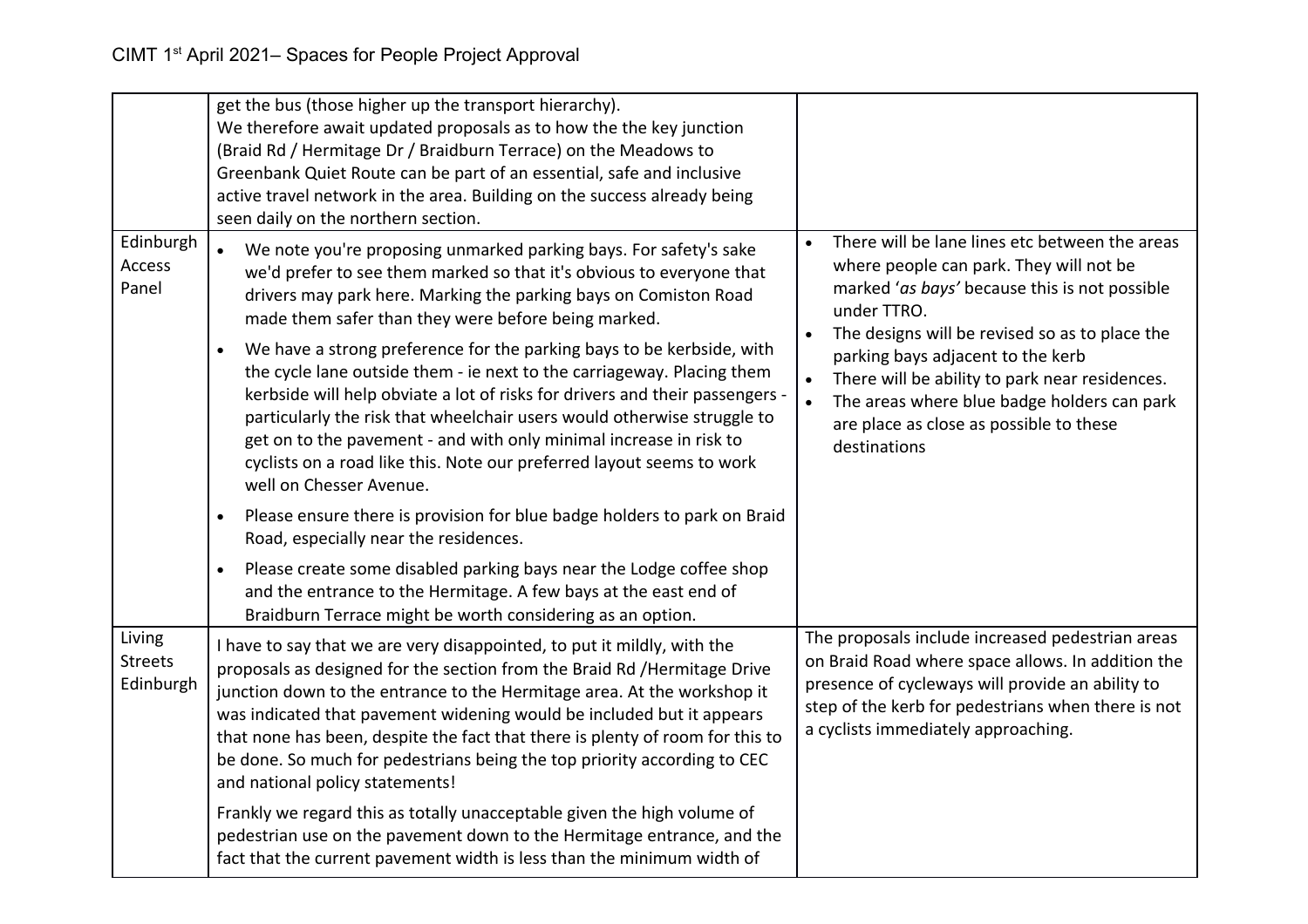| | | |
|---|---|---|
| | get the bus (those higher up the transport hierarchy).<br>We therefore await updated proposals as to how the the key junction (Braid Rd / Hermitage Dr / Braidburn Terrace) on the Meadows to Greenbank Quiet Route can be part of an essential, safe and inclusive active travel network in the area. Building on the success already being seen daily on the northern section. | |
| Edinburgh Access Panel | • We note you're proposing unmarked parking bays. For safety's sake we'd prefer to see them marked so that it's obvious to everyone that drivers may park here. Marking the parking bays on Comiston Road made them safer than they were before being marked.<br>• We have a strong preference for the parking bays to be kerbside, with the cycle lane outside them - ie next to the carriageway. Placing them kerbside will help obviate a lot of risks for drivers and their passengers - particularly the risk that wheelchair users would otherwise struggle to get on to the pavement - and with only minimal increase in risk to cyclists on a road like this. Note our preferred layout seems to work well on Chesser Avenue.<br>• Please ensure there is provision for blue badge holders to park on Braid Road, especially near the residences.<br>• Please create some disabled parking bays near the Lodge coffee shop and the entrance to the Hermitage. A few bays at the east end of Braidburn Terrace might be worth considering as an option. | • There will be lane lines etc between the areas where people can park. They will not be marked '*as bays'* because this is not possible under TTRO.<br>• The designs will be revised so as to place the parking bays adjacent to the kerb<br>• There will be ability to park near residences.<br>• The areas where blue badge holders can park are place as close as possible to these destinations |
| Living Streets Edinburgh | I have to say that we are very disappointed, to put it mildly, with the proposals as designed for the section from the Braid Rd /Hermitage Drive junction down to the entrance to the Hermitage area. At the workshop it was indicated that pavement widening would be included but it appears that none has been, despite the fact that there is plenty of room for this to be done. So much for pedestrians being the top priority according to CEC and national policy statements!<br><br>Frankly we regard this as totally unacceptable given the high volume of pedestrian use on the pavement down to the Hermitage entrance, and the fact that the current pavement width is less than the minimum width of | The proposals include increased pedestrian areas on Braid Road where space allows. In addition the presence of cycleways will provide an ability to step of the kerb for pedestrians when there is not a cyclists immediately approaching. |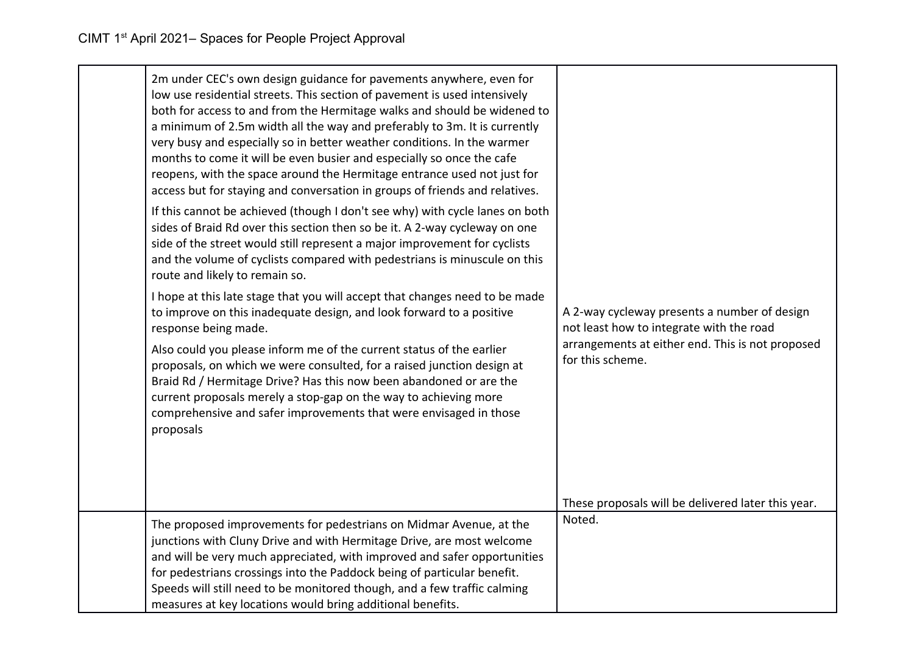| | | |
|---|---|---|
| | 2m under CEC's own design guidance for pavements anywhere, even for low use residential streets. This section of pavement is used intensively both for access to and from the Hermitage walks and should be widened to a minimum of 2.5m width all the way and preferably to 3m. It is currently very busy and especially so in better weather conditions. In the warmer months to come it will be even busier and especially so once the cafe reopens, with the space around the Hermitage entrance used not just for access but for staying and conversation in groups of friends and relatives.<br><br>If this cannot be achieved (though I don't see why) with cycle lanes on both sides of Braid Rd over this section then so be it. A 2-way cycleway on one side of the street would still represent a major improvement for cyclists and the volume of cyclists compared with pedestrians is minuscule on this route and likely to remain so.<br><br>I hope at this late stage that you will accept that changes need to be made to improve on this inadequate design, and look forward to a positive response being made.<br><br>Also could you please inform me of the current status of the earlier proposals, on which we were consulted, for a raised junction design at Braid Rd / Hermitage Drive? Has this now been abandoned or are the current proposals merely a stop-gap on the way to achieving more comprehensive and safer improvements that were envisaged in those proposals | A 2-way cycleway presents a number of design not least how to integrate with the road arrangements at either end. This is not proposed for this scheme.<br><br>These proposals will be delivered later this year. |
| | The proposed improvements for pedestrians on Midmar Avenue, at the junctions with Cluny Drive and with Hermitage Drive, are most welcome and will be very much appreciated, with improved and safer opportunities for pedestrians crossings into the Paddock being of particular benefit. Speeds will still need to be monitored though, and a few traffic calming measures at key locations would bring additional benefits. | Noted. |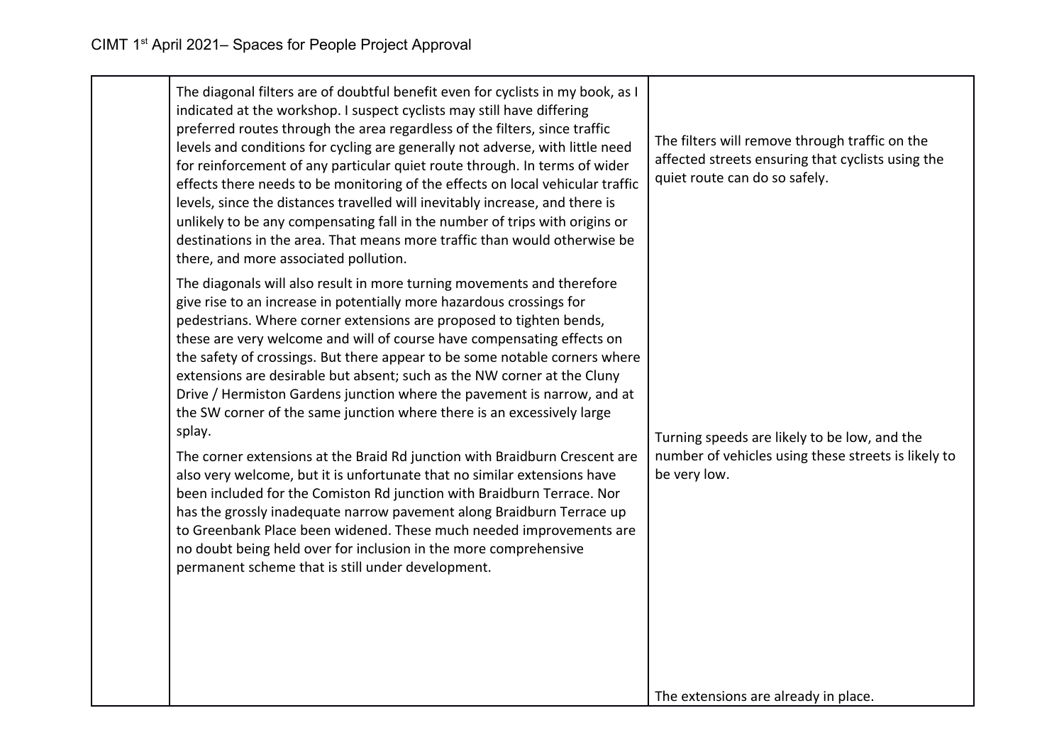| | | |
|---|---|---|
| | The diagonal filters are of doubtful benefit even for cyclists in my book, as I indicated at the workshop. I suspect cyclists may still have differing preferred routes through the area regardless of the filters, since traffic levels and conditions for cycling are generally not adverse, with little need for reinforcement of any particular quiet route through. In terms of wider effects there needs to be monitoring of the effects on local vehicular traffic levels, since the distances travelled will inevitably increase, and there is unlikely to be any compensating fall in the number of trips with origins or destinations in the area. That means more traffic than would otherwise be there, and more associated pollution. | The filters will remove through traffic on the affected streets ensuring that cyclists using the quiet route can do so safely. |
| | The diagonals will also result in more turning movements and therefore give rise to an increase in potentially more hazardous crossings for pedestrians. Where corner extensions are proposed to tighten bends, these are very welcome and will of course have compensating effects on the safety of crossings. But there appear to be some notable corners where extensions are desirable but absent; such as the NW corner at the Cluny Drive / Hermiston Gardens junction where the pavement is narrow, and at the SW corner of the same junction where there is an excessively large splay. | Turning speeds are likely to be low, and the number of vehicles using these streets is likely to be very low. |
| | The corner extensions at the Braid Rd junction with Braidburn Crescent are also very welcome, but it is unfortunate that no similar extensions have been included for the Comiston Rd junction with Braidburn Terrace. Nor has the grossly inadequate narrow pavement along Braidburn Terrace up to Greenbank Place been widened. These much needed improvements are no doubt being held over for inclusion in the more comprehensive permanent scheme that is still under development. | The extensions are already in place. |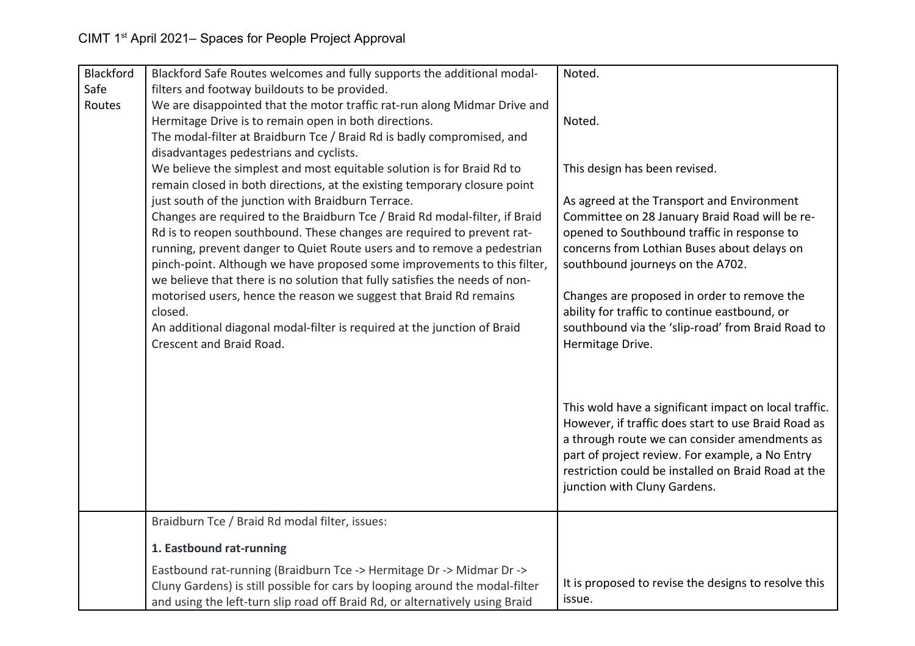CIMT 1st April 2021– Spaces for People Project Approval

| | | |
|---|---|---|
| Blackford Safe Routes | Blackford Safe Routes welcomes and fully supports the additional modal-filters and footway buildouts to be provided.<br>We are disappointed that the motor traffic rat-run along Midmar Drive and Hermitage Drive is to remain open in both directions.<br>The modal-filter at Braidburn Tce / Braid Rd is badly compromised, and disadvantages pedestrians and cyclists.<br>We believe the simplest and most equitable solution is for Braid Rd to remain closed in both directions, at the existing temporary closure point just south of the junction with Braidburn Terrace.<br>Changes are required to the Braidburn Tce / Braid Rd modal-filter, if Braid Rd is to reopen southbound. These changes are required to prevent rat-running, prevent danger to Quiet Route users and to remove a pedestrian pinch-point. Although we have proposed some improvements to this filter, we believe that there is no solution that fully satisfies the needs of non-motorised users, hence the reason we suggest that Braid Rd remains closed.<br>An additional diagonal modal-filter is required at the junction of Braid Crescent and Braid Road. | Noted.<br><br>Noted.<br><br>This design has been revised.<br><br>As agreed at the Transport and Environment Committee on 28 January Braid Road will be re-opened to Southbound traffic in response to concerns from Lothian Buses about delays on southbound journeys on the A702.<br><br>Changes are proposed in order to remove the ability for traffic to continue eastbound, or southbound via the 'slip-road' from Braid Road to Hermitage Drive.<br><br>This wold have a significant impact on local traffic. However, if traffic does start to use Braid Road as a through route we can consider amendments as part of project review. For example, a No Entry restriction could be installed on Braid Road at the junction with Cluny Gardens. |
| | Braidburn Tce / Braid Rd modal filter, issues:<br><br>**1. Eastbound rat-running**<br><br>Eastbound rat-running (Braidburn Tce -> Hermitage Dr -> Midmar Dr -> Cluny Gardens) is still possible for cars by looping around the modal-filter and using the left-turn slip road off Braid Rd, or alternatively using Braid | It is proposed to revise the designs to resolve this issue. |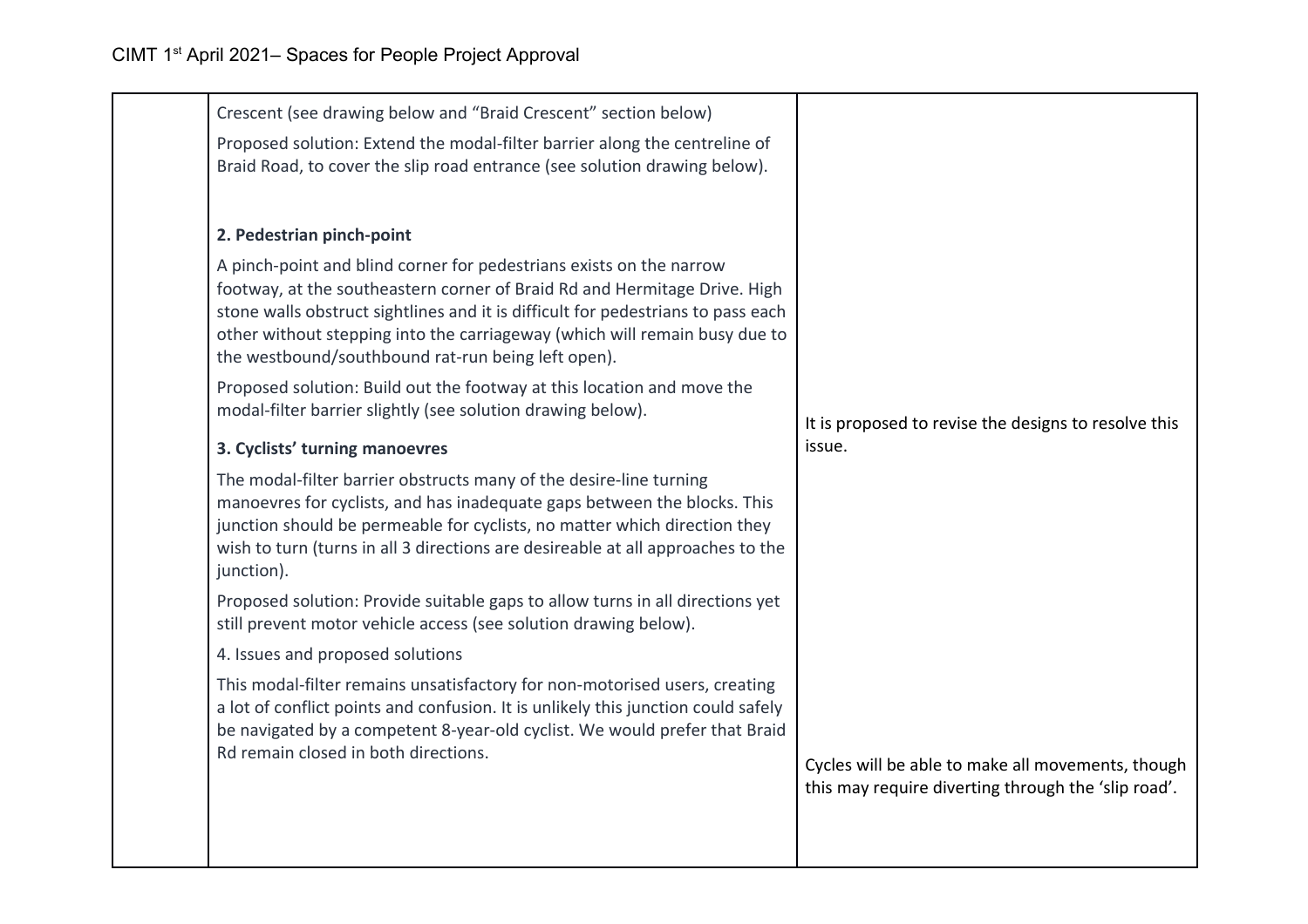| | | |
|---|---|---|
| | Crescent (see drawing below and "Braid Crescent" section below)<br><br>Proposed solution: Extend the modal-filter barrier along the centreline of Braid Road, to cover the slip road entrance (see solution drawing below).<br><br>**2. Pedestrian pinch-point**<br><br>A pinch-point and blind corner for pedestrians exists on the narrow footway, at the southeastern corner of Braid Rd and Hermitage Drive. High stone walls obstruct sightlines and it is difficult for pedestrians to pass each other without stepping into the carriageway (which will remain busy due to the westbound/southbound rat-run being left open).<br><br>Proposed solution: Build out the footway at this location and move the modal-filter barrier slightly (see solution drawing below).<br><br>**3. Cyclists' turning manoevres**<br><br>The modal-filter barrier obstructs many of the desire-line turning manoevres for cyclists, and has inadequate gaps between the blocks. This junction should be permeable for cyclists, no matter which direction they wish to turn (turns in all 3 directions are desireable at all approaches to the junction).<br><br>Proposed solution: Provide suitable gaps to allow turns in all directions yet still prevent motor vehicle access (see solution drawing below).<br><br>4. Issues and proposed solutions<br><br>This modal-filter remains unsatisfactory for non-motorised users, creating a lot of conflict points and confusion. It is unlikely this junction could safely be navigated by a competent 8-year-old cyclist. We would prefer that Braid Rd remain closed in both directions. | It is proposed to revise the designs to resolve this issue.<br><br>Cycles will be able to make all movements, though this may require diverting through the 'slip road'. |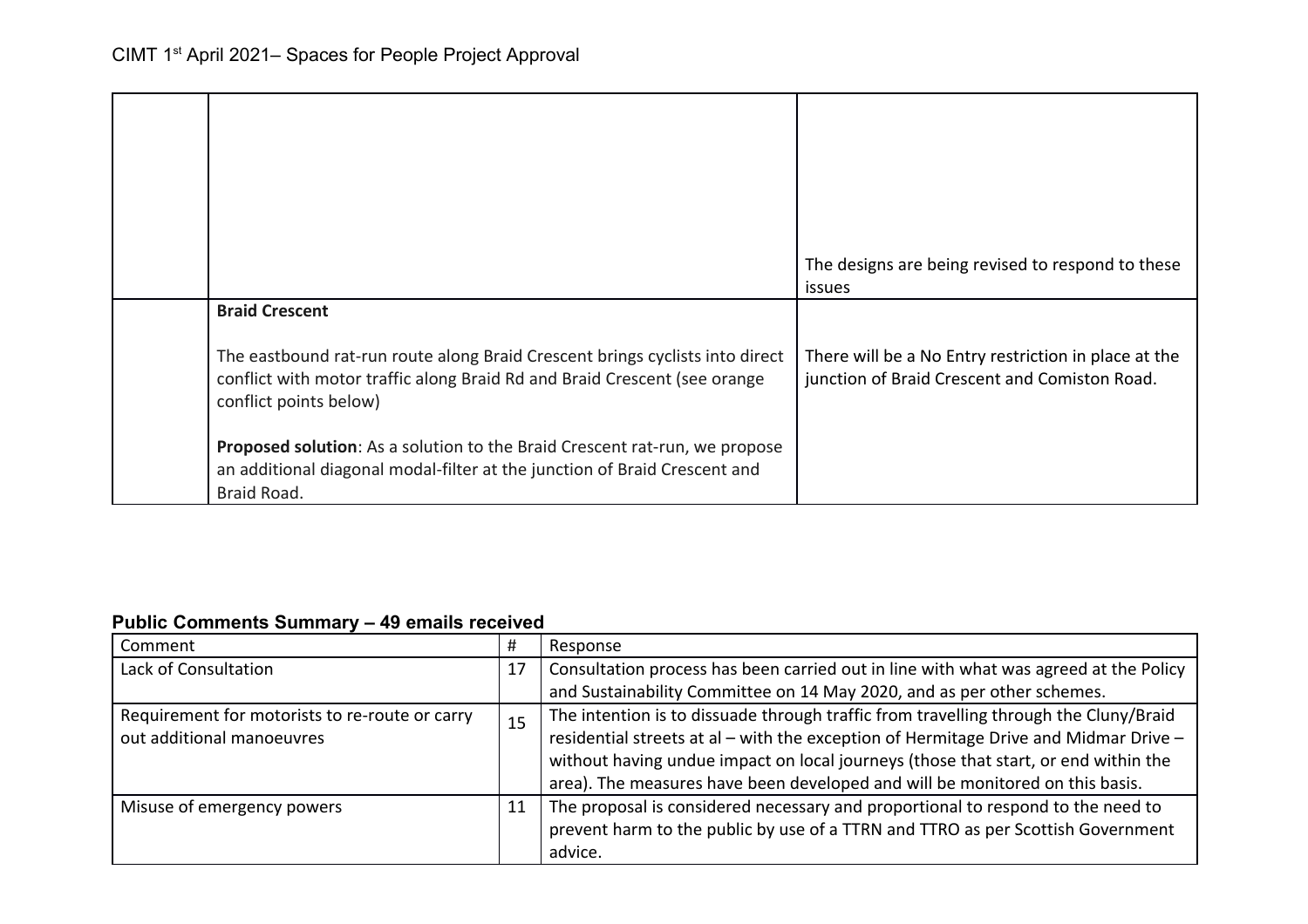| | | |
|---|---|---|
| | | The designs are being revised to respond to these issues |
| | **Braid Crescent**<br><br>The eastbound rat-run route along Braid Crescent brings cyclists into direct conflict with motor traffic along Braid Rd and Braid Crescent (see orange conflict points below)<br><br>**Proposed solution**: As a solution to the Braid Crescent rat-run, we propose an additional diagonal modal-filter at the junction of Braid Crescent and Braid Road. | There will be a No Entry restriction in place at the junction of Braid Crescent and Comiston Road. |

**Public Comments Summary – 49 emails received**

| Comment | # | Response |
|---|---|---|
| Lack of Consultation | 17 | Consultation process has been carried out in line with what was agreed at the Policy and Sustainability Committee on 14 May 2020, and as per other schemes. |
| Requirement for motorists to re-route or carry out additional manoeuvres | 15 | The intention is to dissuade through traffic from travelling through the Cluny/Braid residential streets at al – with the exception of Hermitage Drive and Midmar Drive – without having undue impact on local journeys (those that start, or end within the area). The measures have been developed and will be monitored on this basis. |
| Misuse of emergency powers | 11 | The proposal is considered necessary and proportional to respond to the need to prevent harm to the public by use of a TTRN and TTRO as per Scottish Government advice. |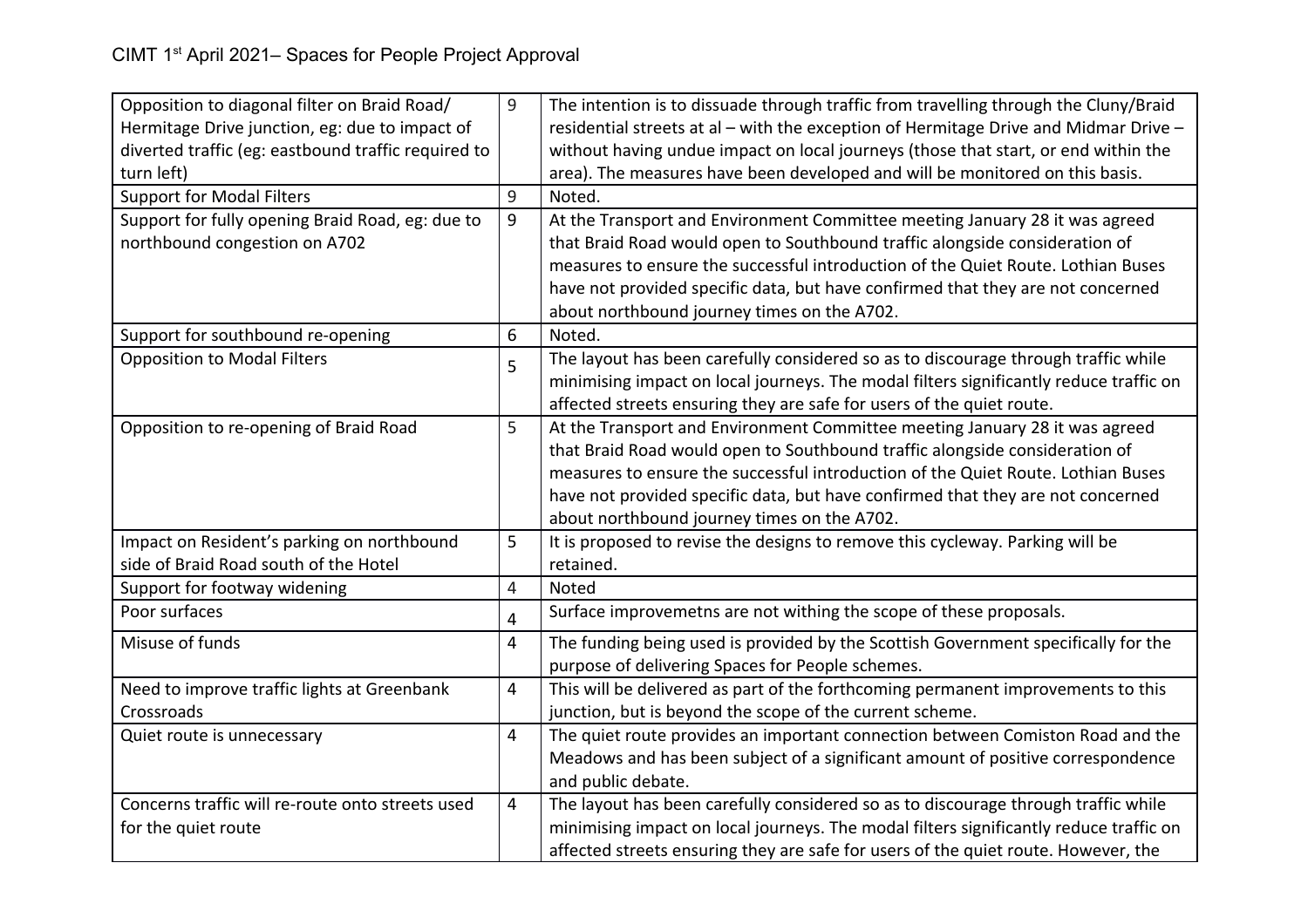| Opposition to diagonal filter on Braid Road/ Hermitage Drive junction, eg: due to impact of diverted traffic (eg: eastbound traffic required to turn left) | 9 | The intention is to dissuade through traffic from travelling through the Cluny/Braid residential streets at al – with the exception of Hermitage Drive and Midmar Drive – without having undue impact on local journeys (those that start, or end within the area). The measures have been developed and will be monitored on this basis. |
|---|---|---|
| Support for Modal Filters | 9 | Noted. |
| Support for fully opening Braid Road, eg: due to northbound congestion on A702 | 9 | At the Transport and Environment Committee meeting January 28 it was agreed that Braid Road would open to Southbound traffic alongside consideration of measures to ensure the successful introduction of the Quiet Route. Lothian Buses have not provided specific data, but have confirmed that they are not concerned about northbound journey times on the A702. |
| Support for southbound re-opening | 6 | Noted. |
| Opposition to Modal Filters | 5 | The layout has been carefully considered so as to discourage through traffic while minimising impact on local journeys. The modal filters significantly reduce traffic on affected streets ensuring they are safe for users of the quiet route. |
| Opposition to re-opening of Braid Road | 5 | At the Transport and Environment Committee meeting January 28 it was agreed that Braid Road would open to Southbound traffic alongside consideration of measures to ensure the successful introduction of the Quiet Route. Lothian Buses have not provided specific data, but have confirmed that they are not concerned about northbound journey times on the A702. |
| Impact on Resident's parking on northbound side of Braid Road south of the Hotel | 5 | It is proposed to revise the designs to remove this cycleway. Parking will be retained. |
| Support for footway widening | 4 | Noted |
| Poor surfaces | 4 | Surface improvemetns are not withing the scope of these proposals. |
| Misuse of funds | 4 | The funding being used is provided by the Scottish Government specifically for the purpose of delivering Spaces for People schemes. |
| Need to improve traffic lights at Greenbank Crossroads | 4 | This will be delivered as part of the forthcoming permanent improvements to this junction, but is beyond the scope of the current scheme. |
| Quiet route is unnecessary | 4 | The quiet route provides an important connection between Comiston Road and the Meadows and has been subject of a significant amount of positive correspondence and public debate. |
| Concerns traffic will re-route onto streets used for the quiet route | 4 | The layout has been carefully considered so as to discourage through traffic while minimising impact on local journeys. The modal filters significantly reduce traffic on affected streets ensuring they are safe for users of the quiet route. However, the |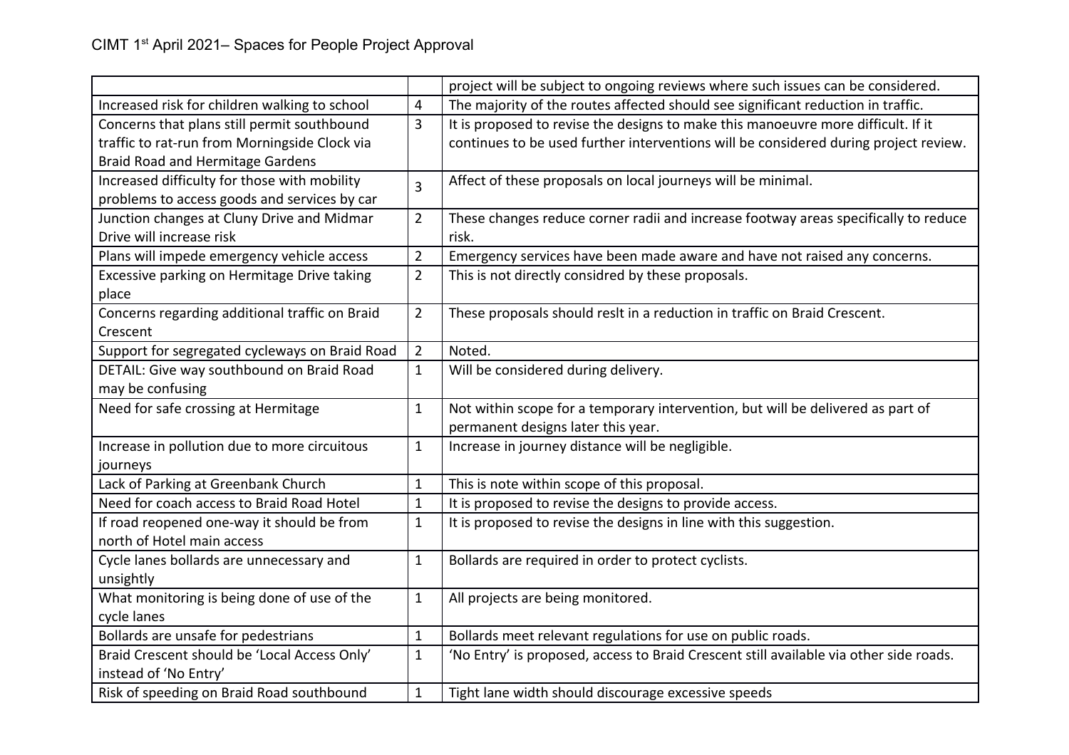| | | |
|---|---|---|
| | | project will be subject to ongoing reviews where such issues can be considered. |
| Increased risk for children walking to school | 4 | The majority of the routes affected should see significant reduction in traffic. |
| Concerns that plans still permit southbound traffic to rat-run from Morningside Clock via Braid Road and Hermitage Gardens | 3 | It is proposed to revise the designs to make this manoeuvre more difficult. If it continues to be used further interventions will be considered during project review. |
| Increased difficulty for those with mobility problems to access goods and services by car | 3 | Affect of these proposals on local journeys will be minimal. |
| Junction changes at Cluny Drive and Midmar Drive will increase risk | 2 | These changes reduce corner radii and increase footway areas specifically to reduce risk. |
| Plans will impede emergency vehicle access | 2 | Emergency services have been made aware and have not raised any concerns. |
| Excessive parking on Hermitage Drive taking place | 2 | This is not directly considred by these proposals. |
| Concerns regarding additional traffic on Braid Crescent | 2 | These proposals should reslt in a reduction in traffic on Braid Crescent. |
| Support for segregated cycleways on Braid Road | 2 | Noted. |
| DETAIL: Give way southbound on Braid Road may be confusing | 1 | Will be considered during delivery. |
| Need for safe crossing at Hermitage | 1 | Not within scope for a temporary intervention, but will be delivered as part of permanent designs later this year. |
| Increase in pollution due to more circuitous journeys | 1 | Increase in journey distance will be negligible. |
| Lack of Parking at Greenbank Church | 1 | This is note within scope of this proposal. |
| Need for coach access to Braid Road Hotel | 1 | It is proposed to revise the designs to provide access. |
| If road reopened one-way it should be from north of Hotel main access | 1 | It is proposed to revise the designs in line with this suggestion. |
| Cycle lanes bollards are unnecessary and unsightly | 1 | Bollards are required in order to protect cyclists. |
| What monitoring is being done of use of the cycle lanes | 1 | All projects are being monitored. |
| Bollards are unsafe for pedestrians | 1 | Bollards meet relevant regulations for use on public roads. |
| Braid Crescent should be 'Local Access Only' instead of 'No Entry' | 1 | 'No Entry' is proposed, access to Braid Crescent still available via other side roads. |
| Risk of speeding on Braid Road southbound | 1 | Tight lane width should discourage excessive speeds |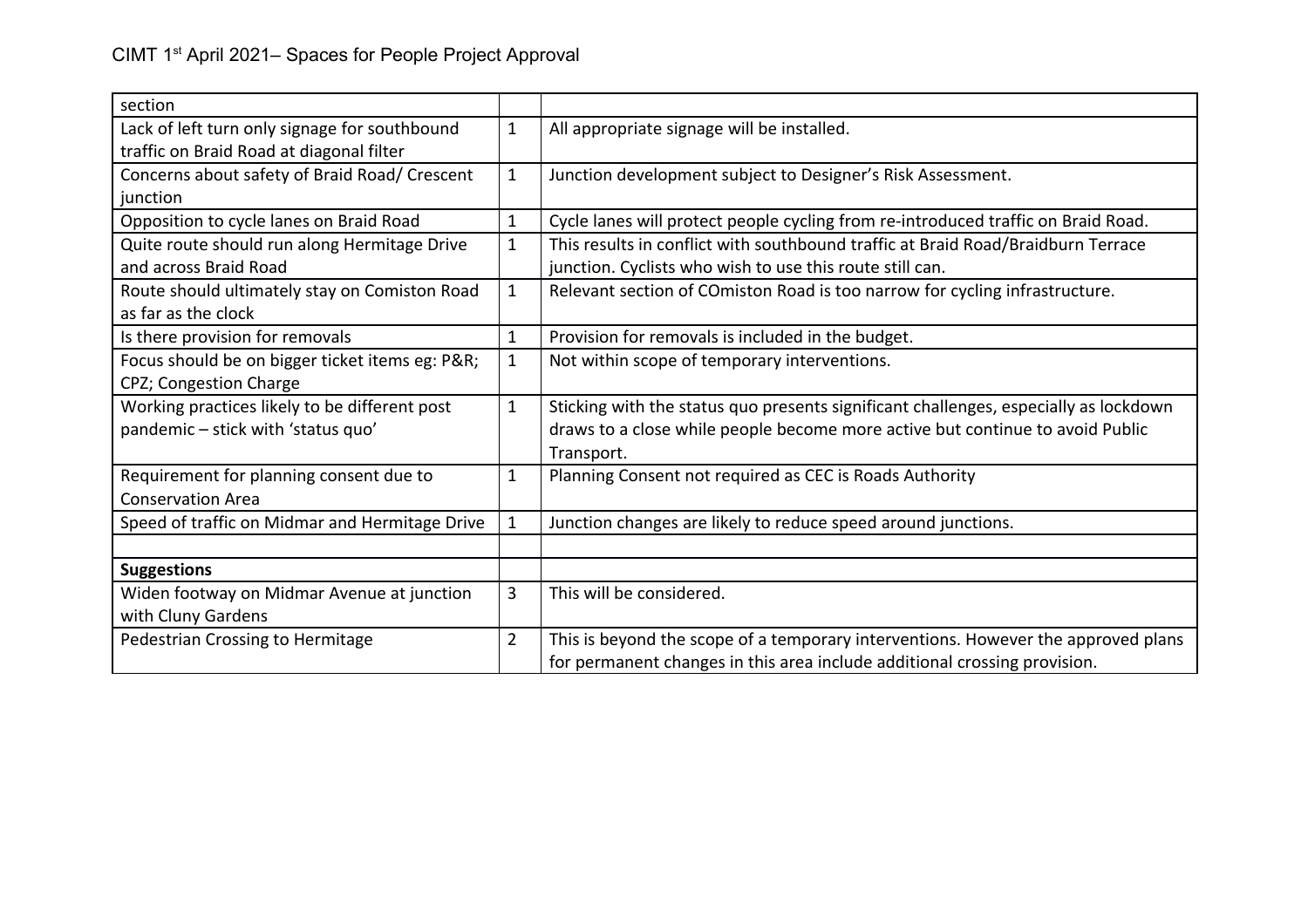| | | |
|---|---|---|
| section | | |
| Lack of left turn only signage for southbound traffic on Braid Road at diagonal filter | 1 | All appropriate signage will be installed. |
| Concerns about safety of Braid Road/ Crescent junction | 1 | Junction development subject to Designer's Risk Assessment. |
| Opposition to cycle lanes on Braid Road | 1 | Cycle lanes will protect people cycling from re-introduced traffic on Braid Road. |
| Quite route should run along Hermitage Drive and across Braid Road | 1 | This results in conflict with southbound traffic at Braid Road/Braidburn Terrace junction. Cyclists who wish to use this route still can. |
| Route should ultimately stay on Comiston Road as far as the clock | 1 | Relevant section of COmiston Road is too narrow for cycling infrastructure. |
| Is there provision for removals | 1 | Provision for removals is included in the budget. |
| Focus should be on bigger ticket items eg: P&R; CPZ; Congestion Charge | 1 | Not within scope of temporary interventions. |
| Working practices likely to be different post pandemic – stick with 'status quo' | 1 | Sticking with the status quo presents significant challenges, especially as lockdown draws to a close while people become more active but continue to avoid Public Transport. |
| Requirement for planning consent due to Conservation Area | 1 | Planning Consent not required as CEC is Roads Authority |
| Speed of traffic on Midmar and Hermitage Drive | 1 | Junction changes are likely to reduce speed around junctions. |
| | | |
| **Suggestions** | | |
| Widen footway on Midmar Avenue at junction with Cluny Gardens | 3 | This will be considered. |
| Pedestrian Crossing to Hermitage | 2 | This is beyond the scope of a temporary interventions. However the approved plans for permanent changes in this area include additional crossing provision. |